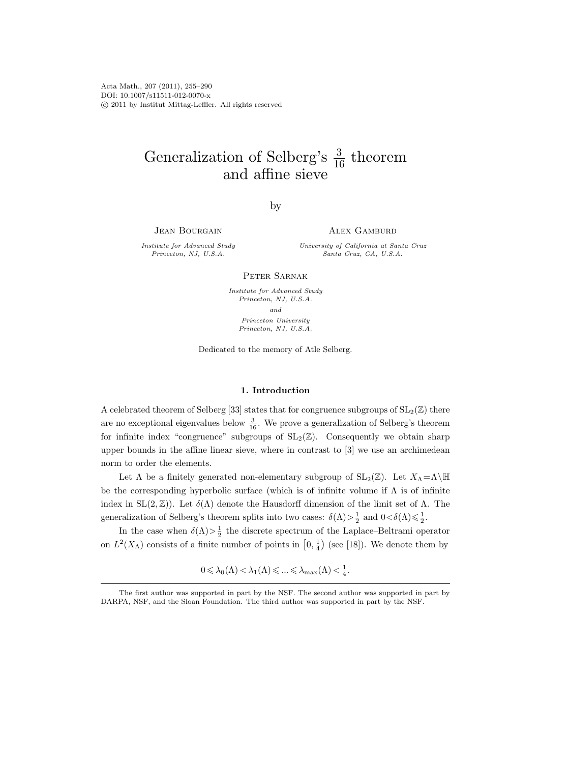# Generalization of Selberg's $\frac{3}{16}$ theorem and affine sieve

by

Jean Bourgain
*Institute for Advanced Study*
*Princeton, NJ, U.S.A.*

Alex Gamburd
*University of California at Santa Cruz*
*Santa Cruz, CA, U.S.A.*

Peter Sarnak
*Institute for Advanced Study*
*Princeton, NJ, U.S.A.*
*and*
*Princeton University*
*Princeton, NJ, U.S.A.*

Dedicated to the memory of Atle Selberg.

## 1. Introduction

A celebrated theorem of Selberg [33] states that for congruence subgroups of $\mathrm{SL}_2(\mathbb{Z})$ there are no exceptional eigenvalues below $\frac{3}{16}$. We prove a generalization of Selberg's theorem for infinite index "congruence" subgroups of $\mathrm{SL}_2(\mathbb{Z})$. Consequently we obtain sharp upper bounds in the affine linear sieve, where in contrast to [3] we use an archimedean norm to order the elements.

Let $\Lambda$ be a finitely generated non-elementary subgroup of $\mathrm{SL}_2(\mathbb{Z})$. Let $X_\Lambda = \Lambda\backslash\mathbb{H}$ be the corresponding hyperbolic surface (which is of infinite volume if $\Lambda$ is of infinite index in $\mathrm{SL}(2,\mathbb{Z})$). Let $\delta(\Lambda)$ denote the Hausdorff dimension of the limit set of $\Lambda$. The generalization of Selberg's theorem splits into two cases: $\delta(\Lambda) > \frac{1}{2}$ and $0 < \delta(\Lambda) \leqslant \frac{1}{2}$.

In the case when $\delta(\Lambda) > \frac{1}{2}$ the discrete spectrum of the Laplace–Beltrami operator on $L^2(X_\Lambda)$ consists of a finite number of points in $\left[0, \frac{1}{4}\right)$ (see [18]). We denote them by

$$0 \leqslant \lambda_0(\Lambda) < \lambda_1(\Lambda) \leqslant \ldots \leqslant \lambda_{\max}(\Lambda) < \tfrac{1}{4}.$$

The first author was supported in part by the NSF. The second author was supported in part by DARPA, NSF, and the Sloan Foundation. The third author was supported in part by the NSF.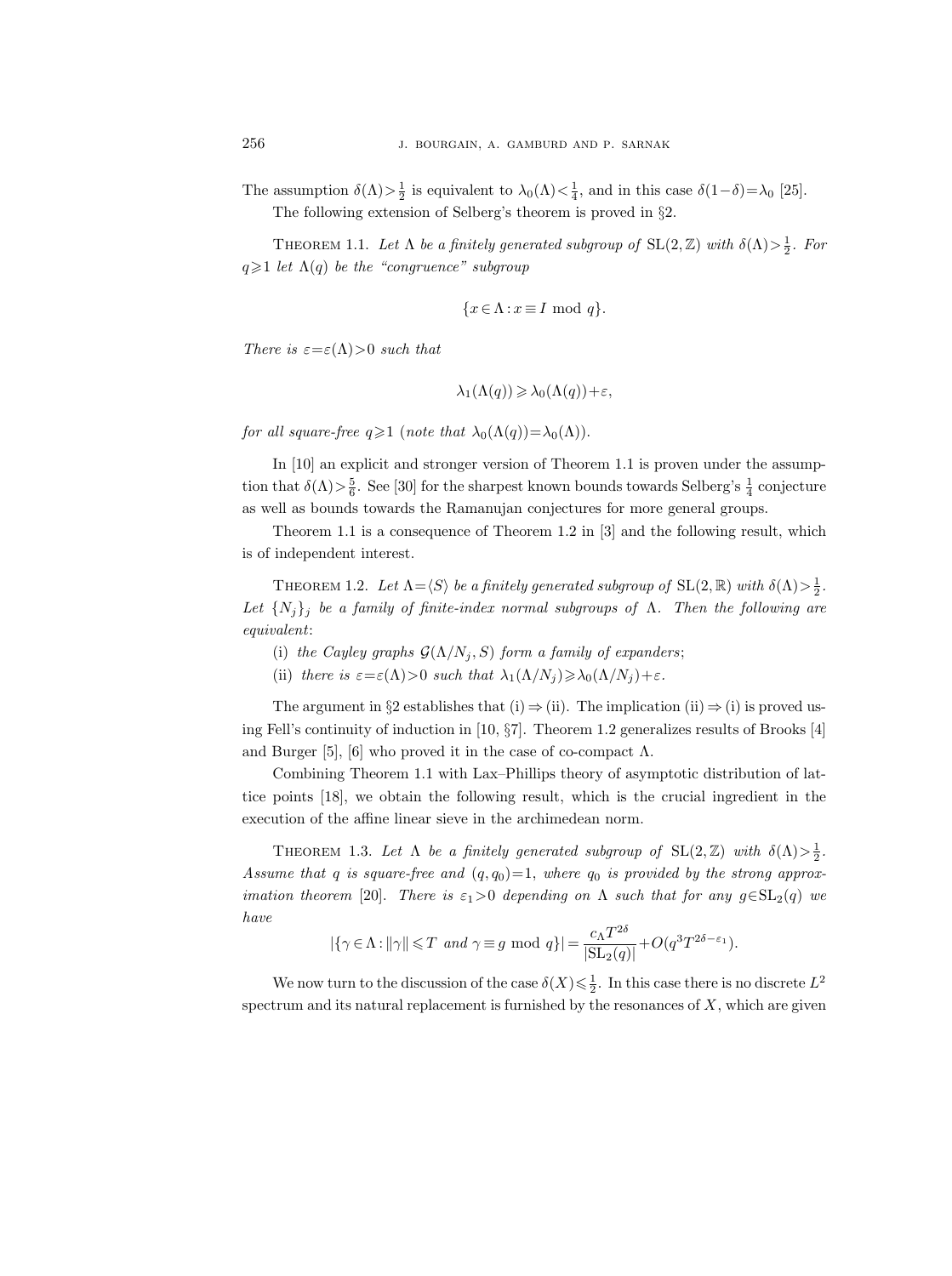The assumption $\delta(\Lambda) > \frac{1}{2}$ is equivalent to $\lambda_0(\Lambda) < \frac{1}{4}$, and in this case $\delta(1-\delta) = \lambda_0$ [25].

The following extension of Selberg's theorem is proved in §2.

Theorem 1.1. *Let $\Lambda$ be a finitely generated subgroup of $\mathrm{SL}(2,\mathbb{Z})$ with $\delta(\Lambda) > \frac{1}{2}$. For $q \geqslant 1$ let $\Lambda(q)$ be the "congruence" subgroup*

$$\{x \in \Lambda : x \equiv I \bmod q\}.$$

*There is $\varepsilon = \varepsilon(\Lambda) > 0$ such that*

$$\lambda_1(\Lambda(q)) \geqslant \lambda_0(\Lambda(q)) + \varepsilon,$$

*for all square-free $q \geqslant 1$ (note that $\lambda_0(\Lambda(q)) = \lambda_0(\Lambda)$).*

In [10] an explicit and stronger version of Theorem 1.1 is proven under the assumption that $\delta(\Lambda) > \frac{5}{6}$. See [30] for the sharpest known bounds towards Selberg's $\frac{1}{4}$ conjecture as well as bounds towards the Ramanujan conjectures for more general groups.

Theorem 1.1 is a consequence of Theorem 1.2 in [3] and the following result, which is of independent interest.

Theorem 1.2. *Let $\Lambda = \langle S \rangle$ be a finitely generated subgroup of $\mathrm{SL}(2,\mathbb{R})$ with $\delta(\Lambda) > \frac{1}{2}$. Let $\{N_j\}_j$ be a family of finite-index normal subgroups of $\Lambda$. Then the following are equivalent*:

(i) *the Cayley graphs $\mathcal{G}(\Lambda/N_j, S)$ form a family of expanders*;

(ii) *there is $\varepsilon = \varepsilon(\Lambda) > 0$ such that $\lambda_1(\Lambda/N_j) \geqslant \lambda_0(\Lambda/N_j) + \varepsilon$.*

The argument in §2 establishes that (i) $\Rightarrow$ (ii). The implication (ii) $\Rightarrow$ (i) is proved using Fell's continuity of induction in [10, §7]. Theorem 1.2 generalizes results of Brooks [4] and Burger [5], [6] who proved it in the case of co-compact $\Lambda$.

Combining Theorem 1.1 with Lax–Phillips theory of asymptotic distribution of lattice points [18], we obtain the following result, which is the crucial ingredient in the execution of the affine linear sieve in the archimedean norm.

Theorem 1.3. *Let $\Lambda$ be a finitely generated subgroup of $\mathrm{SL}(2,\mathbb{Z})$ with $\delta(\Lambda) > \frac{1}{2}$. Assume that $q$ is square-free and $(q, q_0) = 1$, where $q_0$ is provided by the strong approximation theorem* [20]. *There is $\varepsilon_1 > 0$ depending on $\Lambda$ such that for any $g \in \mathrm{SL}_2(q)$ we have*

$$|\{\gamma \in \Lambda : \|\gamma\| \leqslant T \text{ and } \gamma \equiv g \bmod q\}| = \frac{c_\Lambda T^{2\delta}}{|\mathrm{SL}_2(q)|} + O(q^3 T^{2\delta - \varepsilon_1}).$$

We now turn to the discussion of the case $\delta(X) \leqslant \frac{1}{2}$. In this case there is no discrete $L^2$ spectrum and its natural replacement is furnished by the resonances of $X$, which are given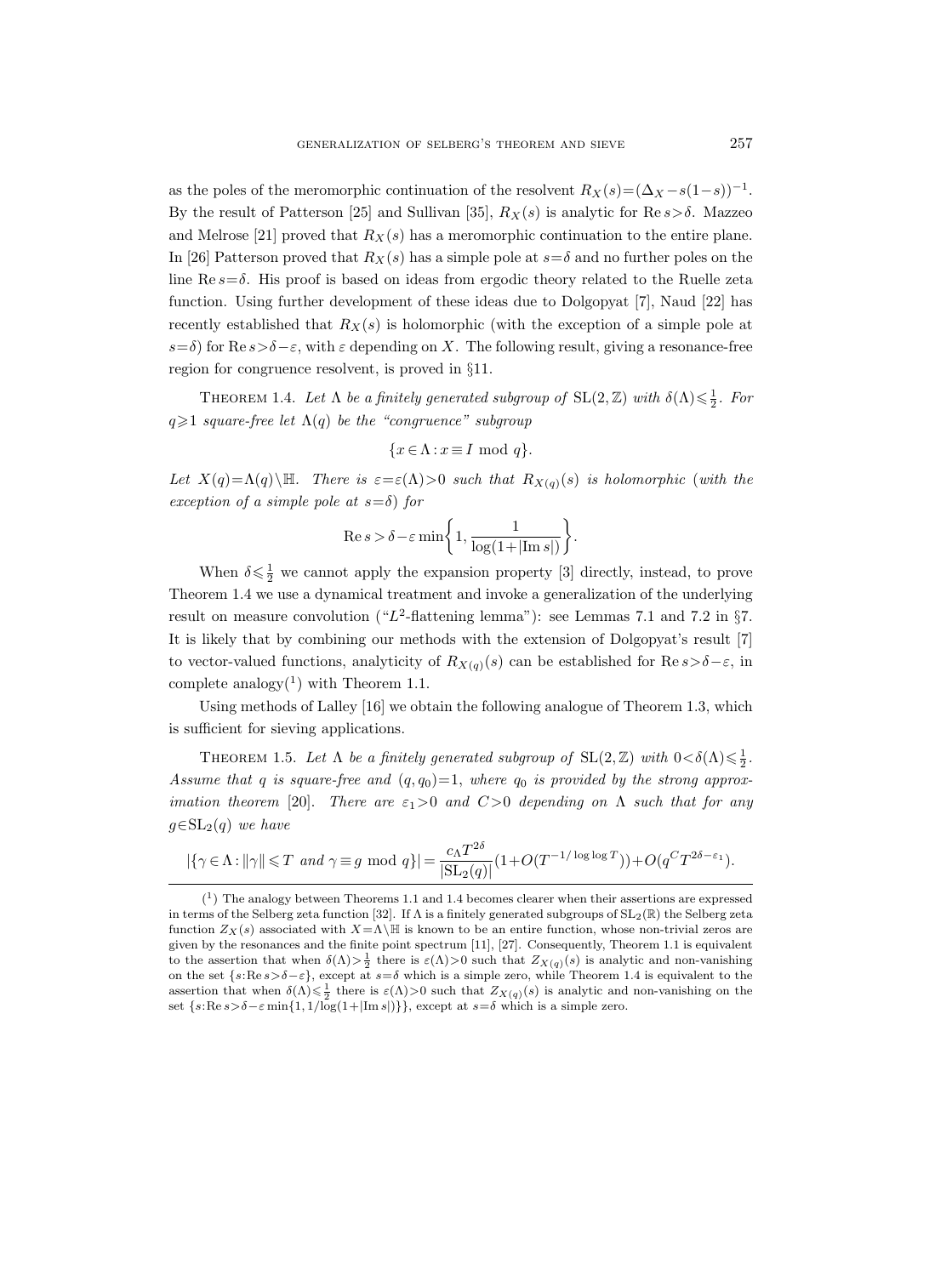as the poles of the meromorphic continuation of the resolvent $R_X(s)=(\Delta_X-s(1-s))^{-1}$. By the result of Patterson [25] and Sullivan [35], $R_X(s)$ is analytic for $\operatorname{Re} s>\delta$. Mazzeo and Melrose [21] proved that $R_X(s)$ has a meromorphic continuation to the entire plane. In [26] Patterson proved that $R_X(s)$ has a simple pole at $s=\delta$ and no further poles on the line $\operatorname{Re} s=\delta$. His proof is based on ideas from ergodic theory related to the Ruelle zeta function. Using further development of these ideas due to Dolgopyat [7], Naud [22] has recently established that $R_X(s)$ is holomorphic (with the exception of a simple pole at $s=\delta$) for $\operatorname{Re} s>\delta-\varepsilon$, with $\varepsilon$ depending on $X$. The following result, giving a resonance-free region for congruence resolvent, is proved in §11.

Theorem 1.4. *Let $\Lambda$ be a finitely generated subgroup of $\mathrm{SL}(2,\mathbb{Z})$ with $\delta(\Lambda)\leqslant\frac{1}{2}$. For $q\geqslant 1$ square-free let $\Lambda(q)$ be the "congruence" subgroup*

$$\{x\in\Lambda : x\equiv I \bmod q\}.$$

*Let $X(q)=\Lambda(q)\backslash\mathbb{H}$. There is $\varepsilon=\varepsilon(\Lambda)>0$ such that $R_{X(q)}(s)$ is holomorphic (with the exception of a simple pole at $s=\delta$) for*

$$\operatorname{Re} s>\delta-\varepsilon\min\left\{1,\frac{1}{\log(1+|\operatorname{Im} s|)}\right\}.$$

When $\delta\leqslant\frac{1}{2}$ we cannot apply the expansion property [3] directly, instead, to prove Theorem 1.4 we use a dynamical treatment and invoke a generalization of the underlying result on measure convolution ("$L^2$-flattening lemma"): see Lemmas 7.1 and 7.2 in §7. It is likely that by combining our methods with the extension of Dolgopyat's result [7] to vector-valued functions, analyticity of $R_{X(q)}(s)$ can be established for $\operatorname{Re} s>\delta-\varepsilon$, in complete analogy(1) with Theorem 1.1.

Using methods of Lalley [16] we obtain the following analogue of Theorem 1.3, which is sufficient for sieving applications.

Theorem 1.5. *Let $\Lambda$ be a finitely generated subgroup of $\mathrm{SL}(2,\mathbb{Z})$ with $0<\delta(\Lambda)\leqslant\frac{1}{2}$. Assume that $q$ is square-free and $(q,q_0)=1$, where $q_0$ is provided by the strong approximation theorem [20]. There are $\varepsilon_1>0$ and $C>0$ depending on $\Lambda$ such that for any $g\in\mathrm{SL}_2(q)$ we have*

$$|\{\gamma\in\Lambda : \|\gamma\|\leqslant T \text{ and } \gamma\equiv g \bmod q\}|=\frac{c_\Lambda T^{2\delta}}{|\mathrm{SL}_2(q)|}(1+O(T^{-1/\log\log T}))+O(q^C T^{2\delta-\varepsilon_1}).$$

---

(1) The analogy between Theorems 1.1 and 1.4 becomes clearer when their assertions are expressed in terms of the Selberg zeta function [32]. If $\Lambda$ is a finitely generated subgroups of $\mathrm{SL}_2(\mathbb{R})$ the Selberg zeta function $Z_X(s)$ associated with $X=\Lambda\backslash\mathbb{H}$ is known to be an entire function, whose non-trivial zeros are given by the resonances and the finite point spectrum [11], [27]. Consequently, Theorem 1.1 is equivalent to the assertion that when $\delta(\Lambda)>\frac{1}{2}$ there is $\varepsilon(\Lambda)>0$ such that $Z_{X(q)}(s)$ is analytic and non-vanishing on the set $\{s:\operatorname{Re} s>\delta-\varepsilon\}$, except at $s=\delta$ which is a simple zero, while Theorem 1.4 is equivalent to the assertion that when $\delta(\Lambda)\leqslant\frac{1}{2}$ there is $\varepsilon(\Lambda)>0$ such that $Z_{X(q)}(s)$ is analytic and non-vanishing on the set $\{s:\operatorname{Re} s>\delta-\varepsilon\min\{1,1/\log(1+|\operatorname{Im} s|)\}\}$, except at $s=\delta$ which is a simple zero.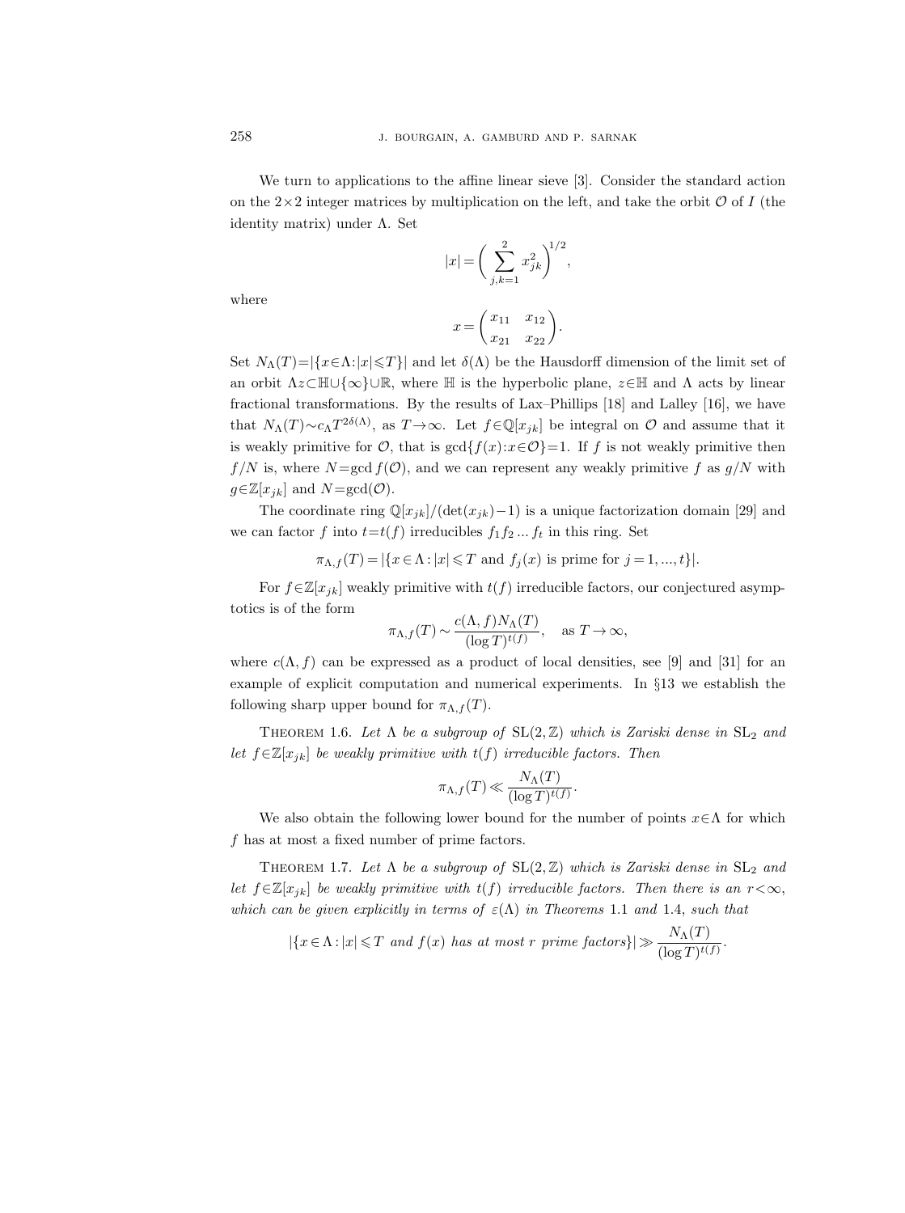We turn to applications to the affine linear sieve [3]. Consider the standard action on the $2\times 2$ integer matrices by multiplication on the left, and take the orbit $\mathcal{O}$ of $I$ (the identity matrix) under $\Lambda$. Set

$$|x| = \bigg( \sum_{j,k=1}^{2} x_{jk}^2 \bigg)^{1/2},$$

where

$$x = \begin{pmatrix} x_{11} & x_{12} \\ x_{21} & x_{22} \end{pmatrix}.$$

Set $N_\Lambda(T) = |\{x\in\Lambda : |x|\leqslant T\}|$ and let $\delta(\Lambda)$ be the Hausdorff dimension of the limit set of an orbit $\Lambda z \subset \mathbb{H}\cup\{\infty\}\cup\mathbb{R}$, where $\mathbb{H}$ is the hyperbolic plane, $z\in\mathbb{H}$ and $\Lambda$ acts by linear fractional transformations. By the results of Lax–Phillips [18] and Lalley [16], we have that $N_\Lambda(T)\sim c_\Lambda T^{2\delta(\Lambda)}$, as $T\to\infty$. Let $f\in\mathbb{Q}[x_{jk}]$ be integral on $\mathcal{O}$ and assume that it is weakly primitive for $\mathcal{O}$, that is $\gcd\{f(x) : x\in\mathcal{O}\}=1$. If $f$ is not weakly primitive then $f/N$ is, where $N=\gcd f(\mathcal{O})$, and we can represent any weakly primitive $f$ as $g/N$ with $g\in\mathbb{Z}[x_{jk}]$ and $N=\gcd(\mathcal{O})$.

The coordinate ring $\mathbb{Q}[x_{jk}]/(\det(x_{jk})-1)$ is a unique factorization domain [29] and we can factor $f$ into $t=t(f)$ irreducibles $f_1 f_2 \dots f_t$ in this ring. Set

$$\pi_{\Lambda,f}(T) = |\{x\in\Lambda : |x|\leqslant T \text{ and } f_j(x) \text{ is prime for } j=1,\dots,t\}|.$$

For $f\in\mathbb{Z}[x_{jk}]$ weakly primitive with $t(f)$ irreducible factors, our conjectured asymptotics is of the form

$$\pi_{\Lambda,f}(T) \sim \frac{c(\Lambda,f)N_\Lambda(T)}{(\log T)^{t(f)}}, \quad \text{as } T\to\infty,$$

where $c(\Lambda,f)$ can be expressed as a product of local densities, see [9] and [31] for an example of explicit computation and numerical experiments. In §13 we establish the following sharp upper bound for $\pi_{\Lambda,f}(T)$.

Theorem 1.6. *Let $\Lambda$ be a subgroup of $\mathrm{SL}(2,\mathbb{Z})$ which is Zariski dense in $\mathrm{SL}_2$ and let $f\in\mathbb{Z}[x_{jk}]$ be weakly primitive with $t(f)$ irreducible factors. Then*

$$\pi_{\Lambda,f}(T) \ll \frac{N_\Lambda(T)}{(\log T)^{t(f)}}.$$

We also obtain the following lower bound for the number of points $x\in\Lambda$ for which $f$ has at most a fixed number of prime factors.

Theorem 1.7. *Let $\Lambda$ be a subgroup of $\mathrm{SL}(2,\mathbb{Z})$ which is Zariski dense in $\mathrm{SL}_2$ and let $f\in\mathbb{Z}[x_{jk}]$ be weakly primitive with $t(f)$ irreducible factors. Then there is an $r<\infty$, which can be given explicitly in terms of $\varepsilon(\Lambda)$ in Theorems* 1.1 *and* 1.4, *such that*

$$|\{x\in\Lambda : |x|\leqslant T \text{ and } f(x) \text{ has at most } r \text{ prime factors}\}| \gg \frac{N_\Lambda(T)}{(\log T)^{t(f)}}.$$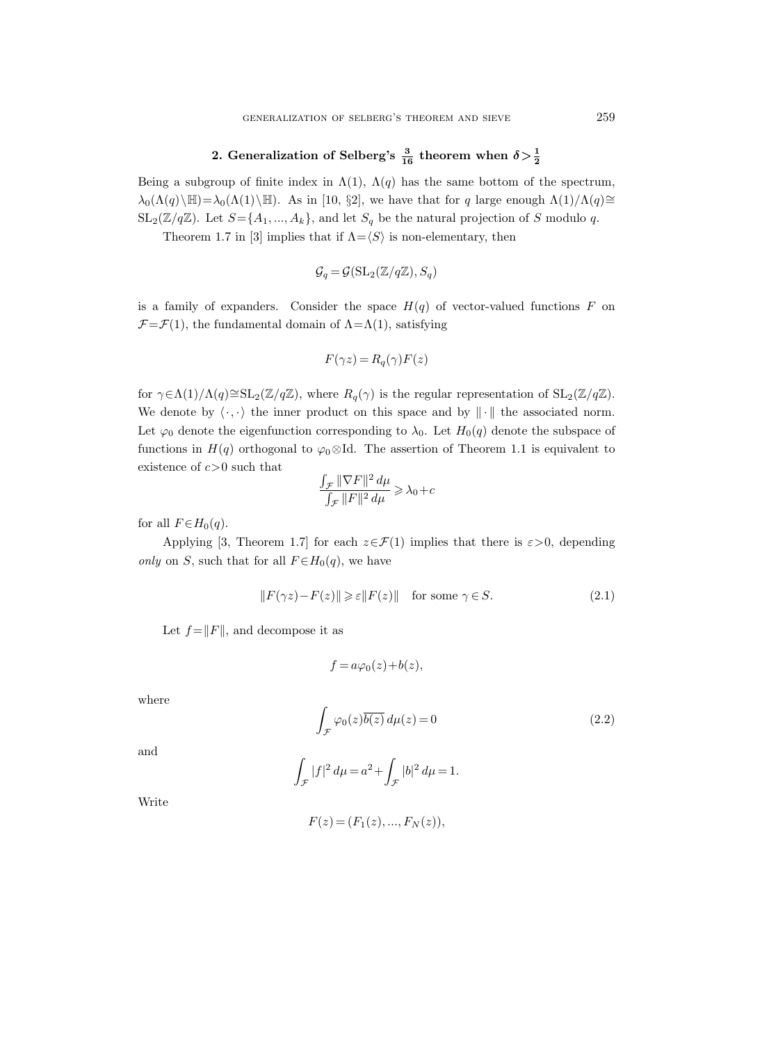## 2. Generalization of Selberg's $\frac{3}{16}$ theorem when $\delta > \frac{1}{2}$

Being a subgroup of finite index in $\Lambda(1)$, $\Lambda(q)$ has the same bottom of the spectrum, $\lambda_0(\Lambda(q)\backslash\mathbb{H}) = \lambda_0(\Lambda(1)\backslash\mathbb{H})$. As in [10, §2], we have that for $q$ large enough $\Lambda(1)/\Lambda(q) \cong \mathrm{SL}_2(\mathbb{Z}/q\mathbb{Z})$. Let $S = \{A_1, ..., A_k\}$, and let $S_q$ be the natural projection of $S$ modulo $q$.

Theorem 1.7 in [3] implies that if $\Lambda = \langle S \rangle$ is non-elementary, then

$$\mathcal{G}_q = \mathcal{G}(\mathrm{SL}_2(\mathbb{Z}/q\mathbb{Z}), S_q)$$

is a family of expanders. Consider the space $H(q)$ of vector-valued functions $F$ on $\mathcal{F} = \mathcal{F}(1)$, the fundamental domain of $\Lambda = \Lambda(1)$, satisfying

$$F(\gamma z) = R_q(\gamma) F(z)$$

for $\gamma \in \Lambda(1)/\Lambda(q) \cong \mathrm{SL}_2(\mathbb{Z}/q\mathbb{Z})$, where $R_q(\gamma)$ is the regular representation of $\mathrm{SL}_2(\mathbb{Z}/q\mathbb{Z})$. We denote by $\langle \cdot, \cdot \rangle$ the inner product on this space and by $\|\cdot\|$ the associated norm. Let $\varphi_0$ denote the eigenfunction corresponding to $\lambda_0$. Let $H_0(q)$ denote the subspace of functions in $H(q)$ orthogonal to $\varphi_0 \otimes \mathrm{Id}$. The assertion of Theorem 1.1 is equivalent to existence of $c > 0$ such that

$$\frac{\int_{\mathcal{F}} \|\nabla F\|^2 \, d\mu}{\int_{\mathcal{F}} \|F\|^2 \, d\mu} \geqslant \lambda_0 + c$$

for all $F \in H_0(q)$.

Applying [3, Theorem 1.7] for each $z \in \mathcal{F}(1)$ implies that there is $\varepsilon > 0$, depending *only* on $S$, such that for all $F \in H_0(q)$, we have

$$\|F(\gamma z) - F(z)\| \geqslant \varepsilon \|F(z)\| \quad \text{for some } \gamma \in S. \tag{2.1}$$

Let $f = \|F\|$, and decompose it as

$$f = a\varphi_0(z) + b(z),$$

where

$$\int_{\mathcal{F}} \varphi_0(z) \overline{b(z)} \, d\mu(z) = 0 \tag{2.2}$$

and

$$\int_{\mathcal{F}} |f|^2 \, d\mu = a^2 + \int_{\mathcal{F}} |b|^2 \, d\mu = 1.$$

Write

$$F(z) = (F_1(z), ..., F_N(z)),$$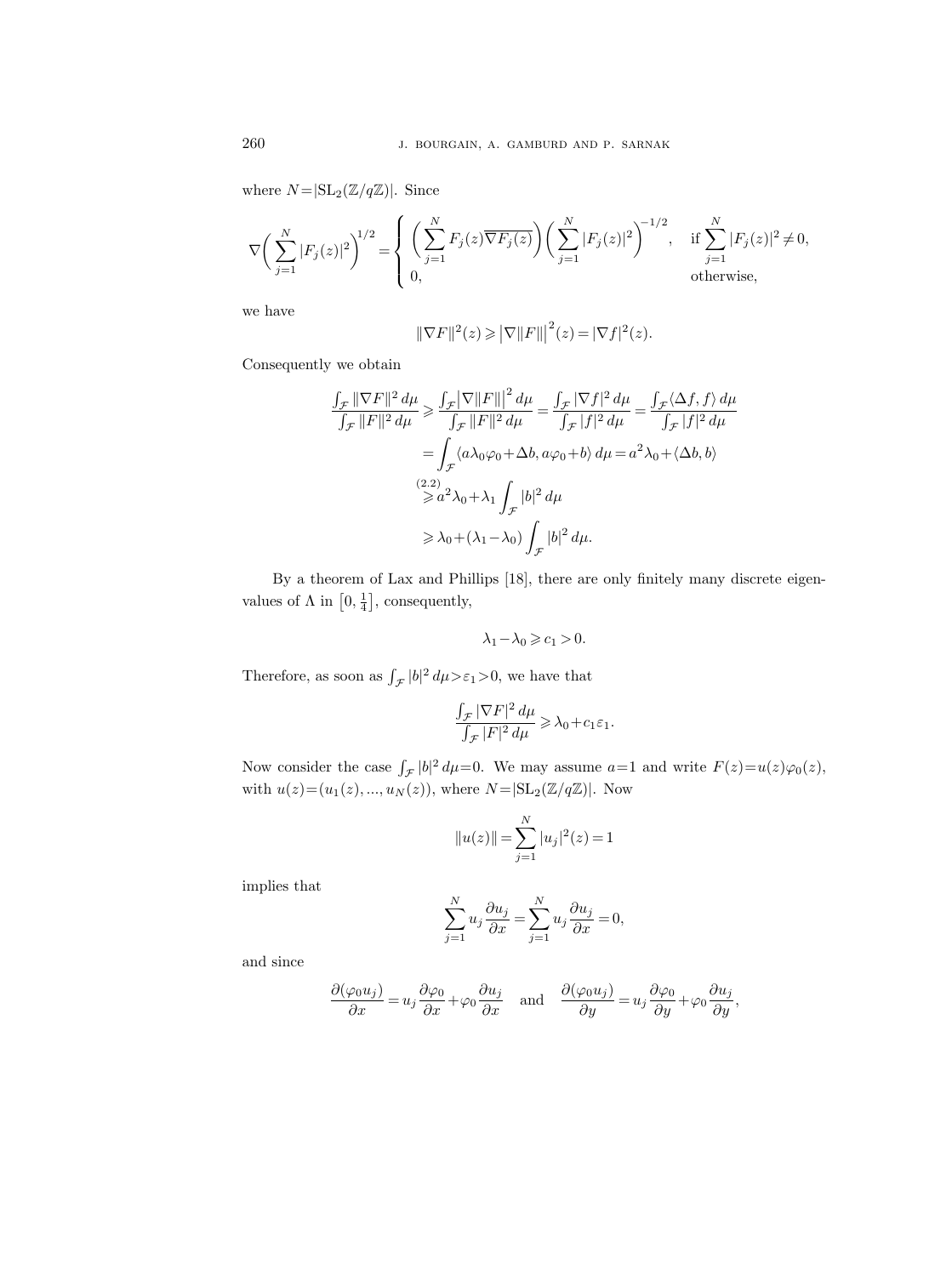where $N=|\mathrm{SL}_2(\mathbb{Z}/q\mathbb{Z})|$. Since

$$\nabla\biggl(\sum_{j=1}^N |F_j(z)|^2\biggr)^{1/2} = \begin{cases} \biggl(\displaystyle\sum_{j=1}^N F_j(z)\overline{\nabla F_j(z)}\biggr)\biggl(\displaystyle\sum_{j=1}^N |F_j(z)|^2\biggr)^{-1/2}, & \text{if } \displaystyle\sum_{j=1}^N |F_j(z)|^2 \neq 0, \\ 0, & \text{otherwise,} \end{cases}$$

we have

$$\|\nabla F\|^2(z) \geqslant \bigl|\nabla\|F\|\bigr|^2(z) = |\nabla f|^2(z).$$

Consequently we obtain

$$\begin{aligned}
\frac{\int_{\mathcal{F}} \|\nabla F\|^2\,d\mu}{\int_{\mathcal{F}} \|F\|^2\,d\mu} &\geqslant \frac{\int_{\mathcal{F}} \bigl|\nabla\|F\|\bigr|^2\,d\mu}{\int_{\mathcal{F}} \|F\|^2\,d\mu} = \frac{\int_{\mathcal{F}} |\nabla f|^2\,d\mu}{\int_{\mathcal{F}} |f|^2\,d\mu} = \frac{\int_{\mathcal{F}} \langle \Delta f, f\rangle\,d\mu}{\int_{\mathcal{F}} |f|^2\,d\mu} \\
&= \int_{\mathcal{F}} \langle a\lambda_0\varphi_0 + \Delta b, a\varphi_0 + b\rangle\,d\mu = a^2\lambda_0 + \langle \Delta b, b\rangle \\
&\overset{(2.2)}{\geqslant} a^2\lambda_0 + \lambda_1 \int_{\mathcal{F}} |b|^2\,d\mu \\
&\geqslant \lambda_0 + (\lambda_1 - \lambda_0)\int_{\mathcal{F}} |b|^2\,d\mu.
\end{aligned}$$

By a theorem of Lax and Phillips [18], there are only finitely many discrete eigenvalues of $\Lambda$ in $\bigl[0, \frac{1}{4}\bigr]$, consequently,

$$\lambda_1 - \lambda_0 \geqslant c_1 > 0.$$

Therefore, as soon as $\int_{\mathcal{F}} |b|^2\,d\mu > \varepsilon_1 > 0$, we have that

$$\frac{\int_{\mathcal{F}} |\nabla F|^2\,d\mu}{\int_{\mathcal{F}} |F|^2\,d\mu} \geqslant \lambda_0 + c_1\varepsilon_1.$$

Now consider the case $\int_{\mathcal{F}} |b|^2\,d\mu = 0$. We may assume $a=1$ and write $F(z) = u(z)\varphi_0(z)$, with $u(z) = (u_1(z), ..., u_N(z))$, where $N = |\mathrm{SL}_2(\mathbb{Z}/q\mathbb{Z})|$. Now

$$\|u(z)\| = \sum_{j=1}^N |u_j|^2(z) = 1$$

implies that

$$\sum_{j=1}^N u_j \frac{\partial u_j}{\partial x} = \sum_{j=1}^N u_j \frac{\partial u_j}{\partial x} = 0,$$

and since

$$\frac{\partial(\varphi_0 u_j)}{\partial x} = u_j \frac{\partial \varphi_0}{\partial x} + \varphi_0 \frac{\partial u_j}{\partial x} \quad \text{and} \quad \frac{\partial(\varphi_0 u_j)}{\partial y} = u_j \frac{\partial \varphi_0}{\partial y} + \varphi_0 \frac{\partial u_j}{\partial y},$$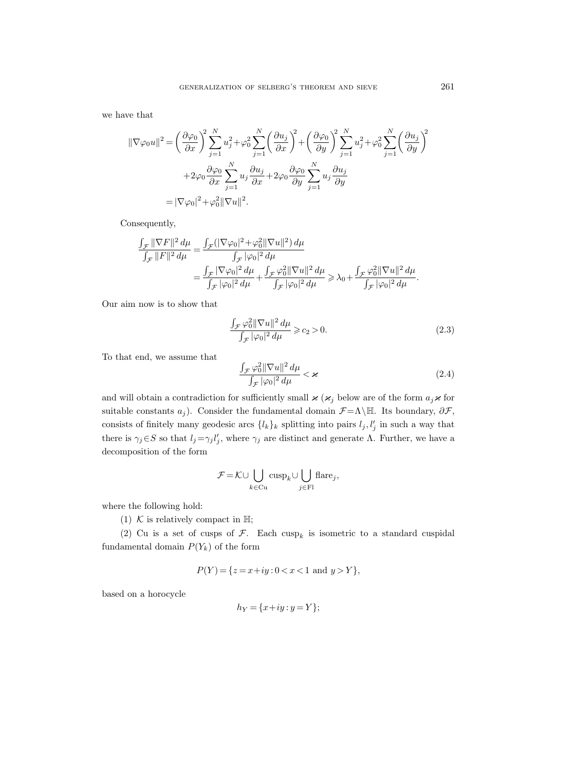we have that

$$
\begin{aligned}
\|\nabla\varphi_0 u\|^2 &= \left(\frac{\partial\varphi_0}{\partial x}\right)^2\sum_{j=1}^N u_j^2+\varphi_0^2\sum_{j=1}^N\left(\frac{\partial u_j}{\partial x}\right)^2+\left(\frac{\partial\varphi_0}{\partial y}\right)^2\sum_{j=1}^N u_j^2+\varphi_0^2\sum_{j=1}^N\left(\frac{\partial u_j}{\partial y}\right)^2\\
&\quad+2\varphi_0\frac{\partial\varphi_0}{\partial x}\sum_{j=1}^N u_j\frac{\partial u_j}{\partial x}+2\varphi_0\frac{\partial\varphi_0}{\partial y}\sum_{j=1}^N u_j\frac{\partial u_j}{\partial y}\\
&=|\nabla\varphi_0|^2+\varphi_0^2\|\nabla u\|^2.
\end{aligned}
$$

Consequently,

$$
\begin{aligned}
\frac{\int_{\mathcal{F}}\|\nabla F\|^2\,d\mu}{\int_{\mathcal{F}}\|F\|^2\,d\mu} &= \frac{\int_{\mathcal{F}}(|\nabla\varphi_0|^2+\varphi_0^2\|\nabla u\|^2)\,d\mu}{\int_{\mathcal{F}}|\varphi_0|^2\,d\mu}\\
&=\frac{\int_{\mathcal{F}}|\nabla\varphi_0|^2\,d\mu}{\int_{\mathcal{F}}|\varphi_0|^2\,d\mu}+\frac{\int_{\mathcal{F}}\varphi_0^2\|\nabla u\|^2\,d\mu}{\int_{\mathcal{F}}|\varphi_0|^2\,d\mu}\geqslant\lambda_0+\frac{\int_{\mathcal{F}}\varphi_0^2\|\nabla u\|^2\,d\mu}{\int_{\mathcal{F}}|\varphi_0|^2\,d\mu}.
\end{aligned}
$$

Our aim now is to show that

$$
\frac{\int_{\mathcal{F}}\varphi_0^2\|\nabla u\|^2\,d\mu}{\int_{\mathcal{F}}|\varphi_0|^2\,d\mu}\geqslant c_2>0. \tag{2.3}
$$

To that end, we assume that

$$
\frac{\int_{\mathcal{F}}\varphi_0^2\|\nabla u\|^2\,d\mu}{\int_{\mathcal{F}}|\varphi_0|^2\,d\mu}<\varkappa \tag{2.4}
$$

and will obtain a contradiction for sufficiently small $\varkappa$ ($\varkappa_j$ below are of the form $a_j\varkappa$ for suitable constants $a_j$). Consider the fundamental domain $\mathcal{F}=\Lambda\backslash\mathbb{H}$. Its boundary, $\partial\mathcal{F}$, consists of finitely many geodesic arcs $\{l_k\}_k$ splitting into pairs $l_j, l_j'$ in such a way that there is $\gamma_j\in S$ so that $l_j=\gamma_j l_j'$, where $\gamma_j$ are distinct and generate $\Lambda$. Further, we have a decomposition of the form

$$
\mathcal{F}=\mathcal{K}\cup\bigcup_{k\in\mathrm{Cu}}\mathrm{cusp}_k\cup\bigcup_{j\in\mathrm{Fl}}\mathrm{flare}_j,
$$

where the following hold:

(1) $\mathcal{K}$ is relatively compact in $\mathbb{H}$;

(2) Cu is a set of cusps of $\mathcal{F}$. Each $\mathrm{cusp}_k$ is isometric to a standard cuspidal fundamental domain $P(Y_k)$ of the form

$$
P(Y)=\{z=x+iy:0<x<1\text{ and }y>Y\},
$$

based on a horocycle

$$
h_Y=\{x+iy:y=Y\};
$$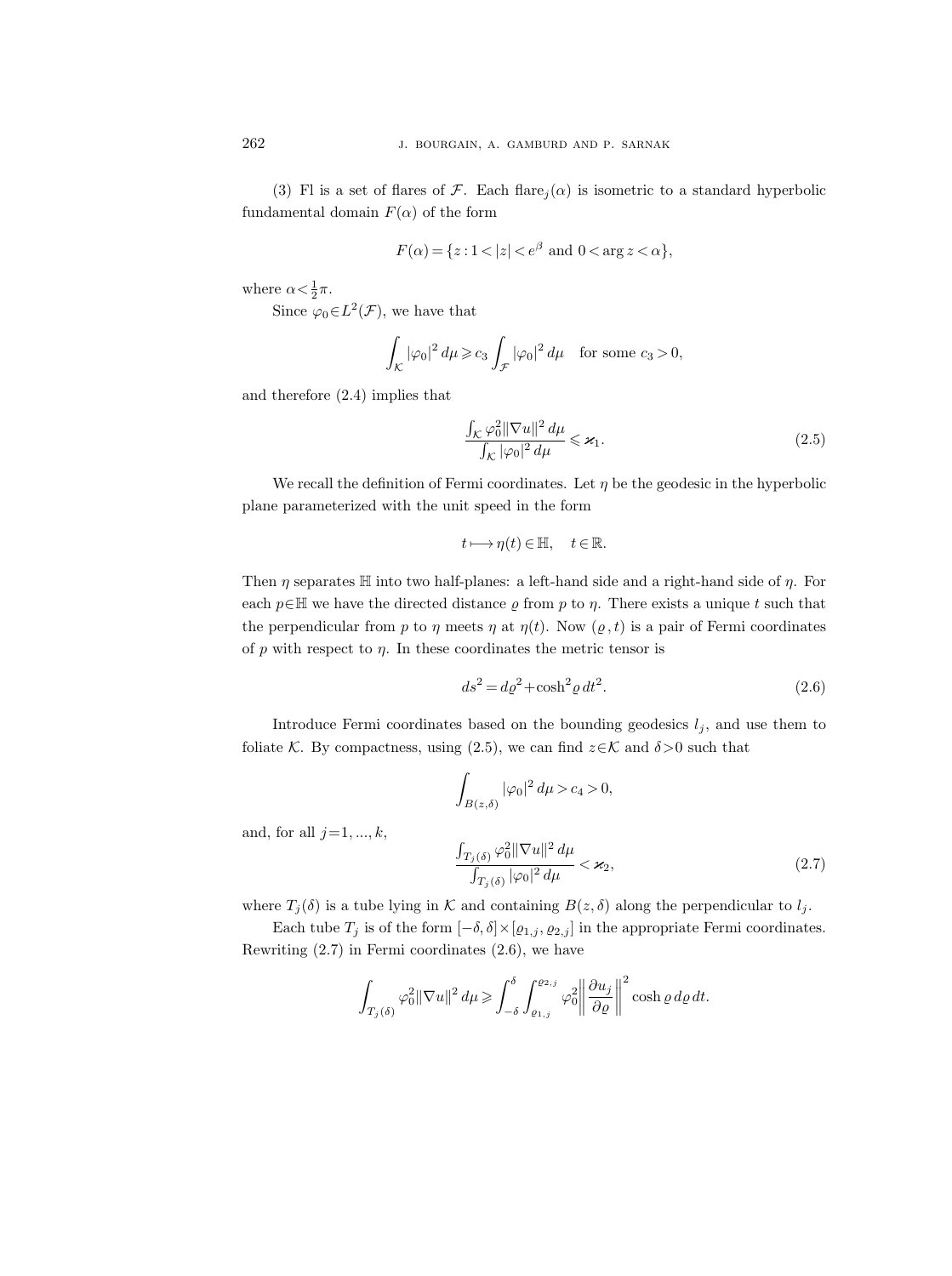(3) Fl is a set of flares of $\mathcal{F}$. Each $\text{flare}_j(\alpha)$ is isometric to a standard hyperbolic fundamental domain $F(\alpha)$ of the form

$$F(\alpha) = \{z : 1 < |z| < e^{\beta} \text{ and } 0 < \arg z < \alpha\},$$

where $\alpha < \frac{1}{2}\pi$.

Since $\varphi_0 \in L^2(\mathcal{F})$, we have that

$$\int_{\mathcal{K}} |\varphi_0|^2 \, d\mu \geqslant c_3 \int_{\mathcal{F}} |\varphi_0|^2 \, d\mu \quad \text{for some } c_3 > 0,$$

and therefore (2.4) implies that

$$\frac{\int_{\mathcal{K}} \varphi_0^2 \|\nabla u\|^2 \, d\mu}{\int_{\mathcal{K}} |\varphi_0|^2 \, d\mu} \leqslant \varkappa_1. \tag{2.5}$$

We recall the definition of Fermi coordinates. Let $\eta$ be the geodesic in the hyperbolic plane parameterized with the unit speed in the form

$$t \longmapsto \eta(t) \in \mathbb{H}, \quad t \in \mathbb{R}.$$

Then $\eta$ separates $\mathbb{H}$ into two half-planes: a left-hand side and a right-hand side of $\eta$. For each $p \in \mathbb{H}$ we have the directed distance $\varrho$ from $p$ to $\eta$. There exists a unique $t$ such that the perpendicular from $p$ to $\eta$ meets $\eta$ at $\eta(t)$. Now $(\varrho, t)$ is a pair of Fermi coordinates of $p$ with respect to $\eta$. In these coordinates the metric tensor is

$$ds^2 = d\varrho^2 + \cosh^2 \varrho \, dt^2. \tag{2.6}$$

Introduce Fermi coordinates based on the bounding geodesics $l_j$, and use them to foliate $\mathcal{K}$. By compactness, using (2.5), we can find $z \in \mathcal{K}$ and $\delta > 0$ such that

$$\int_{B(z,\delta)} |\varphi_0|^2 \, d\mu > c_4 > 0,$$

and, for all $j = 1, ..., k$,

$$\frac{\int_{T_j(\delta)} \varphi_0^2 \|\nabla u\|^2 \, d\mu}{\int_{T_j(\delta)} |\varphi_0|^2 \, d\mu} < \varkappa_2, \tag{2.7}$$

where $T_j(\delta)$ is a tube lying in $\mathcal{K}$ and containing $B(z, \delta)$ along the perpendicular to $l_j$.

Each tube $T_j$ is of the form $[-\delta, \delta] \times [\varrho_{1,j}, \varrho_{2,j}]$ in the appropriate Fermi coordinates. Rewriting (2.7) in Fermi coordinates (2.6), we have

$$\int_{T_j(\delta)} \varphi_0^2 \|\nabla u\|^2 \, d\mu \geqslant \int_{-\delta}^{\delta} \int_{\varrho_{1,j}}^{\varrho_{2,j}} \varphi_0^2 \left\| \frac{\partial u_j}{\partial \varrho} \right\|^2 \cosh \varrho \, d\varrho \, dt.$$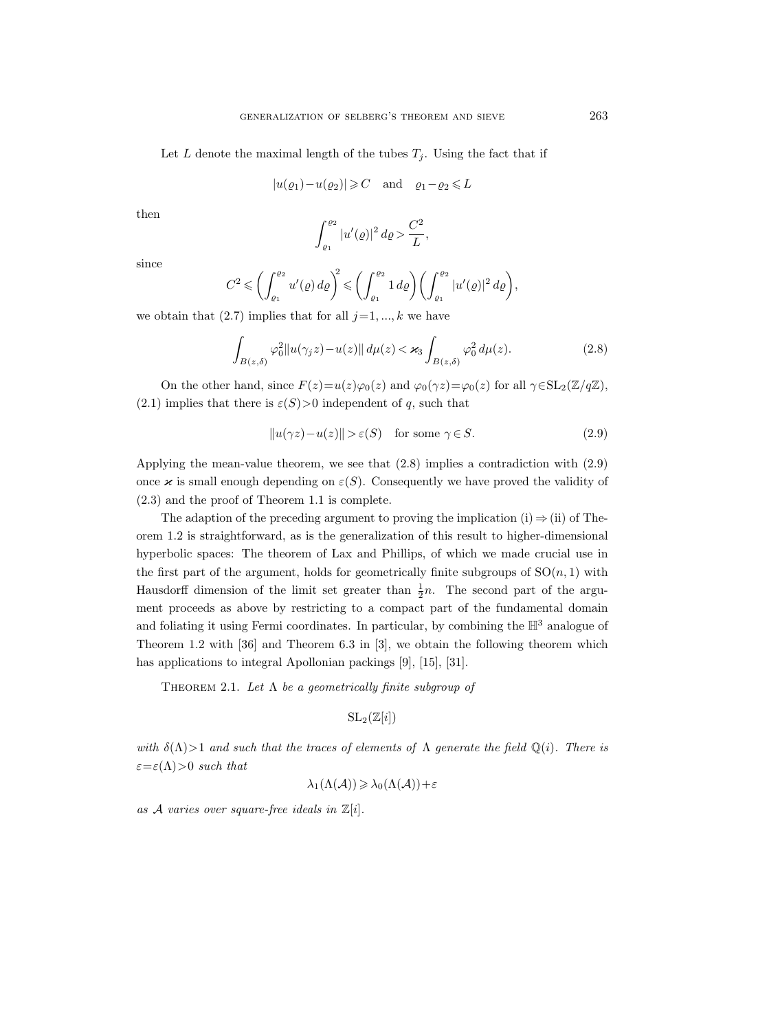Let $L$ denote the maximal length of the tubes $T_j$. Using the fact that if

$$|u(\varrho_1)-u(\varrho_2)| \geqslant C \quad \text{and} \quad \varrho_1-\varrho_2 \leqslant L$$

then

$$\int_{\varrho_1}^{\varrho_2} |u'(\varrho)|^2 \, d\varrho > \frac{C^2}{L},$$

since

$$C^2 \leqslant \left( \int_{\varrho_1}^{\varrho_2} u'(\varrho) \, d\varrho \right)^2 \leqslant \left( \int_{\varrho_1}^{\varrho_2} 1 \, d\varrho \right) \left( \int_{\varrho_1}^{\varrho_2} |u'(\varrho)|^2 \, d\varrho \right),$$

we obtain that (2.7) implies that for all $j=1, ..., k$ we have

$$\int_{B(z,\delta)} \varphi_0^2 \|u(\gamma_j z)-u(z)\| \, d\mu(z) < \varkappa_3 \int_{B(z,\delta)} \varphi_0^2 \, d\mu(z). \tag{2.8}$$

On the other hand, since $F(z)=u(z)\varphi_0(z)$ and $\varphi_0(\gamma z)=\varphi_0(z)$ for all $\gamma \in \mathrm{SL}_2(\mathbb{Z}/q\mathbb{Z})$, (2.1) implies that there is $\varepsilon(S)>0$ independent of $q$, such that

$$\|u(\gamma z)-u(z)\| > \varepsilon(S) \quad \text{for some } \gamma \in S. \tag{2.9}$$

Applying the mean-value theorem, we see that (2.8) implies a contradiction with (2.9) once $\varkappa$ is small enough depending on $\varepsilon(S)$. Consequently we have proved the validity of (2.3) and the proof of Theorem 1.1 is complete.

The adaption of the preceding argument to proving the implication (i) $\Rightarrow$ (ii) of Theorem 1.2 is straightforward, as is the generalization of this result to higher-dimensional hyperbolic spaces: The theorem of Lax and Phillips, of which we made crucial use in the first part of the argument, holds for geometrically finite subgroups of $\mathrm{SO}(n,1)$ with Hausdorff dimension of the limit set greater than $\frac{1}{2}n$. The second part of the argument proceeds as above by restricting to a compact part of the fundamental domain and foliating it using Fermi coordinates. In particular, by combining the $\mathbb{H}^3$ analogue of Theorem 1.2 with [36] and Theorem 6.3 in [3], we obtain the following theorem which has applications to integral Apollonian packings [9], [15], [31].

Theorem 2.1. *Let $\Lambda$ be a geometrically finite subgroup of*

$$\mathrm{SL}_2(\mathbb{Z}[i])$$

*with $\delta(\Lambda)>1$ and such that the traces of elements of $\Lambda$ generate the field $\mathbb{Q}(i)$. There is $\varepsilon=\varepsilon(\Lambda)>0$ such that*

$$\lambda_1(\Lambda(\mathcal{A})) \geqslant \lambda_0(\Lambda(\mathcal{A}))+\varepsilon$$

*as $\mathcal{A}$ varies over square-free ideals in $\mathbb{Z}[i]$.*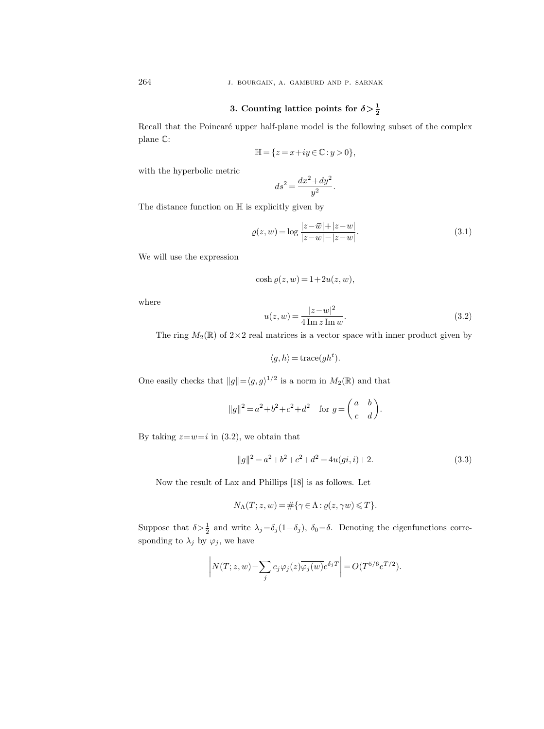## 3. Counting lattice points for $\delta > \frac{1}{2}$

Recall that the Poincaré upper half-plane model is the following subset of the complex plane $\mathbb{C}$:

$$\mathbb{H} = \{z = x+iy \in \mathbb{C} : y > 0\},$$

with the hyperbolic metric

$$ds^2 = \frac{dx^2+dy^2}{y^2}.$$

The distance function on $\mathbb{H}$ is explicitly given by

$$\varrho(z,w) = \log \frac{|z-\overline{w}|+|z-w|}{|z-\overline{w}|-|z-w|}. \tag{3.1}$$

We will use the expression

$$\cosh \varrho(z,w) = 1+2u(z,w),$$

where

$$u(z,w) = \frac{|z-w|^2}{4 \operatorname{Im} z \operatorname{Im} w}. \tag{3.2}$$

The ring $M_2(\mathbb{R})$ of $2\times 2$ real matrices is a vector space with inner product given by

$$\langle g, h\rangle = \operatorname{trace}(gh^t).$$

One easily checks that $\|g\| = \langle g, g\rangle^{1/2}$ is a norm in $M_2(\mathbb{R})$ and that

$$\|g\|^2 = a^2+b^2+c^2+d^2 \quad \text{for } g = \begin{pmatrix} a & b \\ c & d \end{pmatrix}.$$

By taking $z=w=i$ in (3.2), we obtain that

$$\|g\|^2 = a^2+b^2+c^2+d^2 = 4u(gi,i)+2. \tag{3.3}$$

Now the result of Lax and Phillips [18] is as follows. Let

$$N_\Lambda(T;z,w) = \#\{\gamma \in \Lambda : \varrho(z,\gamma w) \leqslant T\}.$$

Suppose that $\delta > \frac{1}{2}$ and write $\lambda_j = \delta_j(1-\delta_j)$, $\delta_0 = \delta$. Denoting the eigenfunctions corresponding to $\lambda_j$ by $\varphi_j$, we have

$$\left| N(T;z,w) - \sum_j c_j \varphi_j(z) \overline{\varphi_j(w)} e^{\delta_j T} \right| = O(T^{5/6} e^{T/2}).$$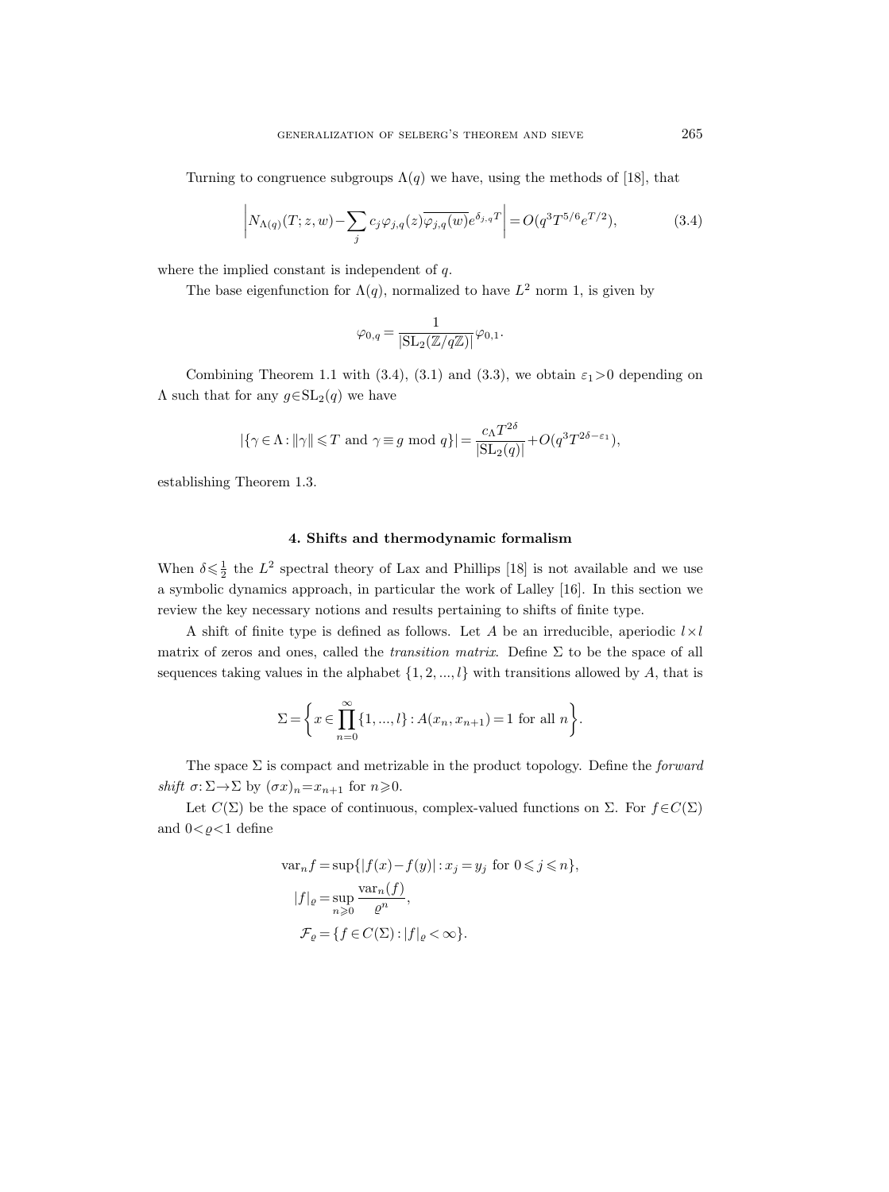Turning to congruence subgroups $\Lambda(q)$ we have, using the methods of [18], that

$$\left| N_{\Lambda(q)}(T;z,w) - \sum_j c_j \varphi_{j,q}(z)\overline{\varphi_{j,q}(w)} e^{\delta_{j,q}T} \right| = O(q^3 T^{5/6} e^{T/2}), \tag{3.4}$$

where the implied constant is independent of $q$.

The base eigenfunction for $\Lambda(q)$, normalized to have $L^2$ norm 1, is given by

$$\varphi_{0,q} = \frac{1}{|\mathrm{SL}_2(\mathbb{Z}/q\mathbb{Z})|}\varphi_{0,1}.$$

Combining Theorem 1.1 with (3.4), (3.1) and (3.3), we obtain $\varepsilon_1 > 0$ depending on $\Lambda$ such that for any $g \in \mathrm{SL}_2(q)$ we have

$$|\{\gamma \in \Lambda : \|\gamma\| \leqslant T \text{ and } \gamma \equiv g \bmod q\}| = \frac{c_\Lambda T^{2\delta}}{|\mathrm{SL}_2(q)|} + O(q^3 T^{2\delta - \varepsilon_1}),$$

establishing Theorem 1.3.

## 4. Shifts and thermodynamic formalism

When $\delta \leqslant \frac{1}{2}$ the $L^2$ spectral theory of Lax and Phillips [18] is not available and we use a symbolic dynamics approach, in particular the work of Lalley [16]. In this section we review the key necessary notions and results pertaining to shifts of finite type.

A shift of finite type is defined as follows. Let $A$ be an irreducible, aperiodic $l \times l$ matrix of zeros and ones, called the *transition matrix*. Define $\Sigma$ to be the space of all sequences taking values in the alphabet $\{1, 2, ..., l\}$ with transitions allowed by $A$, that is

$$\Sigma = \left\{ x \in \prod_{n=0}^{\infty} \{1, ..., l\} : A(x_n, x_{n+1}) = 1 \text{ for all } n \right\}.$$

The space $\Sigma$ is compact and metrizable in the product topology. Define the *forward shift* $\sigma: \Sigma \to \Sigma$ by $(\sigma x)_n = x_{n+1}$ for $n \geqslant 0$.

Let $C(\Sigma)$ be the space of continuous, complex-valued functions on $\Sigma$. For $f \in C(\Sigma)$ and $0 < \varrho < 1$ define

$$\begin{aligned}
\mathrm{var}_n f &= \sup\{|f(x) - f(y)| : x_j = y_j \text{ for } 0 \leqslant j \leqslant n\}, \\
|f|_\varrho &= \sup_{n \geqslant 0} \frac{\mathrm{var}_n(f)}{\varrho^n}, \\
\mathcal{F}_\varrho &= \{f \in C(\Sigma) : |f|_\varrho < \infty\}.
\end{aligned}$$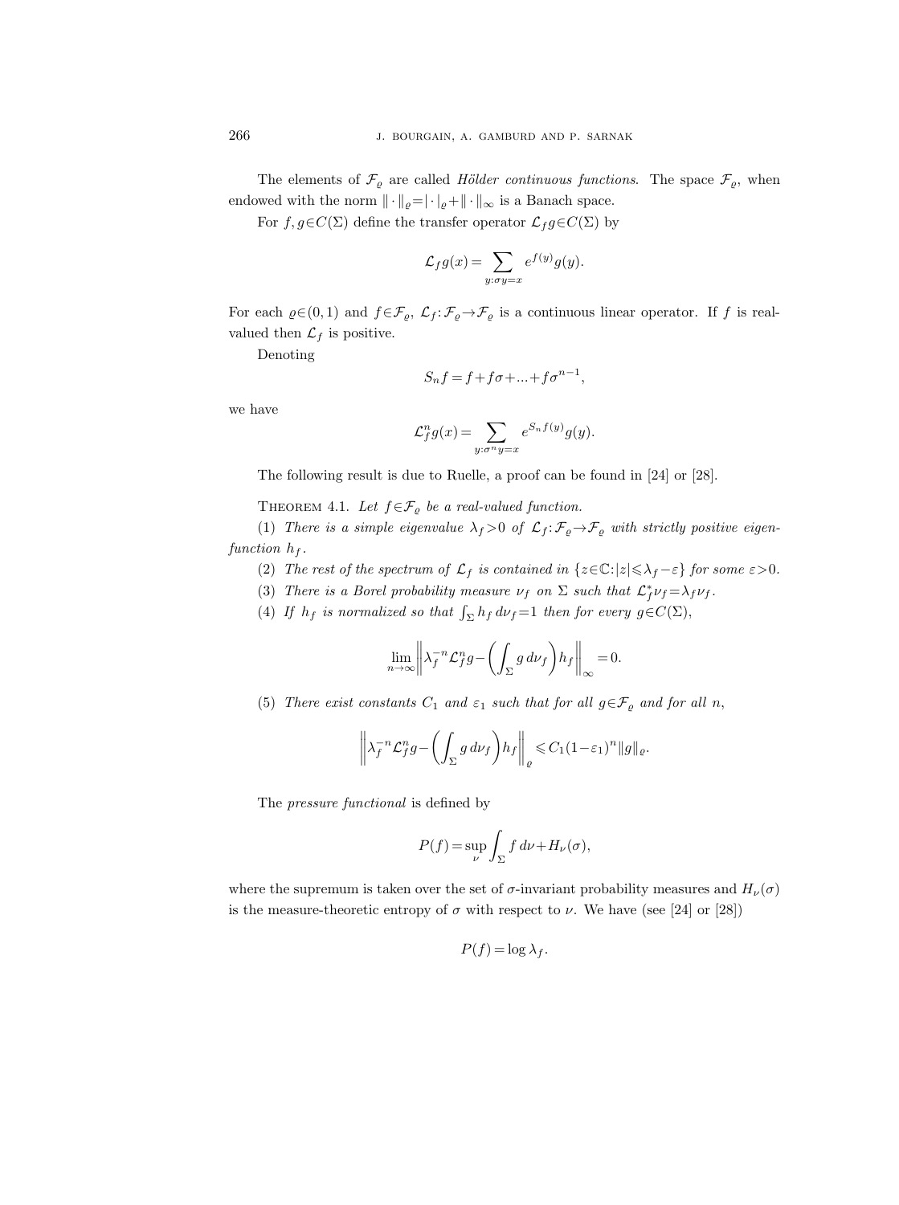The elements of $\mathcal{F}_\varrho$ are called *Hölder continuous functions*. The space $\mathcal{F}_\varrho$, when endowed with the norm $\|\cdot\|_\varrho = |\cdot|_\varrho + \|\cdot\|_\infty$ is a Banach space.

For $f, g \in C(\Sigma)$ define the transfer operator $\mathcal{L}_f g \in C(\Sigma)$ by

$$\mathcal{L}_f g(x) = \sum_{y:\sigma y = x} e^{f(y)} g(y).$$

For each $\varrho \in (0,1)$ and $f \in \mathcal{F}_\varrho$, $\mathcal{L}_f : \mathcal{F}_\varrho \to \mathcal{F}_\varrho$ is a continuous linear operator. If $f$ is real-valued then $\mathcal{L}_f$ is positive.

Denoting

$$S_n f = f + f\sigma + \ldots + f\sigma^{n-1},$$

we have

$$\mathcal{L}_f^n g(x) = \sum_{y:\sigma^n y = x} e^{S_n f(y)} g(y).$$

The following result is due to Ruelle, a proof can be found in [24] or [28].

Theorem 4.1. *Let $f \in \mathcal{F}_\varrho$ be a real-valued function.*

(1) *There is a simple eigenvalue $\lambda_f > 0$ of $\mathcal{L}_f : \mathcal{F}_\varrho \to \mathcal{F}_\varrho$ with strictly positive eigenfunction $h_f$.*

(2) *The rest of the spectrum of $\mathcal{L}_f$ is contained in $\{z \in \mathbb{C} : |z| \leqslant \lambda_f - \varepsilon\}$ for some $\varepsilon > 0$.*

(3) *There is a Borel probability measure $\nu_f$ on $\Sigma$ such that $\mathcal{L}_f^* \nu_f = \lambda_f \nu_f$.*

(4) *If $h_f$ is normalized so that $\int_\Sigma h_f \, d\nu_f = 1$ then for every $g \in C(\Sigma)$,*

$$\lim_{n\to\infty} \left\| \lambda_f^{-n} \mathcal{L}_f^n g - \left( \int_\Sigma g \, d\nu_f \right) h_f \right\|_\infty = 0.$$

(5) *There exist constants $C_1$ and $\varepsilon_1$ such that for all $g \in \mathcal{F}_\varrho$ and for all $n$,*

$$\left\| \lambda_f^{-n} \mathcal{L}_f^n g - \left( \int_\Sigma g \, d\nu_f \right) h_f \right\|_\varrho \leqslant C_1 (1 - \varepsilon_1)^n \|g\|_\varrho.$$

The *pressure functional* is defined by

$$P(f) = \sup_\nu \int_\Sigma f \, d\nu + H_\nu(\sigma),$$

where the supremum is taken over the set of $\sigma$-invariant probability measures and $H_\nu(\sigma)$ is the measure-theoretic entropy of $\sigma$ with respect to $\nu$. We have (see [24] or [28])

$$P(f) = \log \lambda_f.$$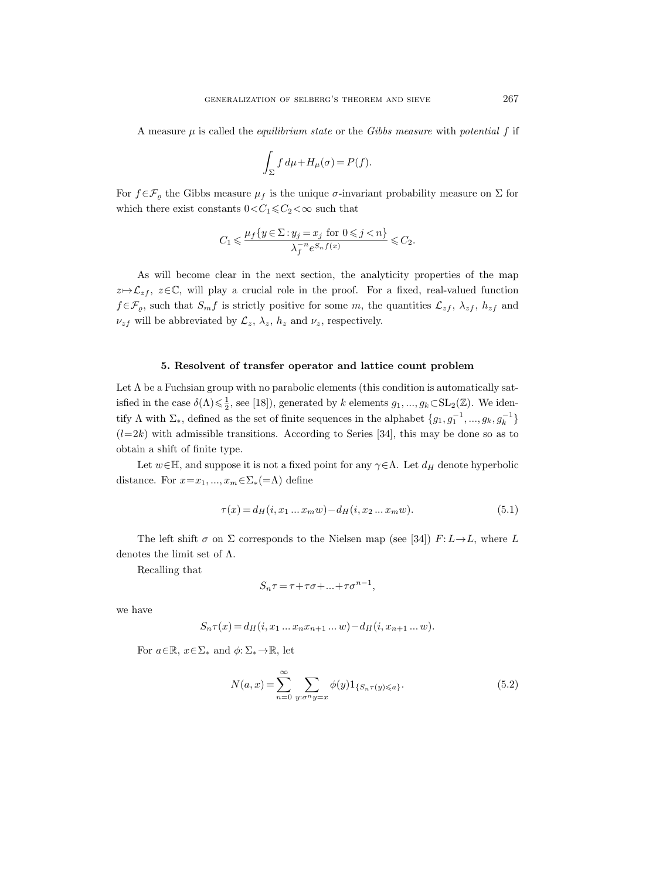A measure $\mu$ is called the *equilibrium state* or the *Gibbs measure* with *potential* $f$ if

$$\int_\Sigma f\,d\mu + H_\mu(\sigma) = P(f).$$

For $f\in\mathcal{F}_\varrho$ the Gibbs measure $\mu_f$ is the unique $\sigma$-invariant probability measure on $\Sigma$ for which there exist constants $0<C_1\leqslant C_2<\infty$ such that

$$C_1 \leqslant \frac{\mu_f\{y\in\Sigma : y_j = x_j \text{ for } 0\leqslant j<n\}}{\lambda_f^{-n} e^{S_n f(x)}} \leqslant C_2.$$

As will become clear in the next section, the analyticity properties of the map $z\mapsto\mathcal{L}_{zf}$, $z\in\mathbb{C}$, will play a crucial role in the proof. For a fixed, real-valued function $f\in\mathcal{F}_\varrho$, such that $S_m f$ is strictly positive for some $m$, the quantities $\mathcal{L}_{zf}$, $\lambda_{zf}$, $h_{zf}$ and $\nu_{zf}$ will be abbreviated by $\mathcal{L}_z$, $\lambda_z$, $h_z$ and $\nu_z$, respectively.

## 5. Resolvent of transfer operator and lattice count problem

Let $\Lambda$ be a Fuchsian group with no parabolic elements (this condition is automatically satisfied in the case $\delta(\Lambda)\leqslant\frac{1}{2}$, see [18]), generated by $k$ elements $g_1, ..., g_k \subset \mathrm{SL}_2(\mathbb{Z})$. We identify $\Lambda$ with $\Sigma_*$, defined as the set of finite sequences in the alphabet $\{g_1, g_1^{-1}, ..., g_k, g_k^{-1}\}$ $(l=2k)$ with admissible transitions. According to Series [34], this may be done so as to obtain a shift of finite type.

Let $w\in\mathbb{H}$, and suppose it is not a fixed point for any $\gamma\in\Lambda$. Let $d_H$ denote hyperbolic distance. For $x=x_1, ..., x_m\in\Sigma_*(=\Lambda)$ define

$$\tau(x) = d_H(i, x_1 \dots x_m w) - d_H(i, x_2 \dots x_m w). \tag{5.1}$$

The left shift $\sigma$ on $\Sigma$ corresponds to the Nielsen map (see [34]) $F: L\to L$, where $L$ denotes the limit set of $\Lambda$.

Recalling that

$$S_n\tau = \tau + \tau\sigma + \dots + \tau\sigma^{n-1},$$

we have

$$S_n\tau(x) = d_H(i, x_1 \dots x_n x_{n+1} \dots w) - d_H(i, x_{n+1} \dots w).$$

For $a\in\mathbb{R}$, $x\in\Sigma_*$ and $\phi:\Sigma_*\to\mathbb{R}$, let

$$N(a,x) = \sum_{n=0}^{\infty} \sum_{y:\sigma^n y = x} \phi(y) 1_{\{S_n\tau(y)\leqslant a\}}. \tag{5.2}$$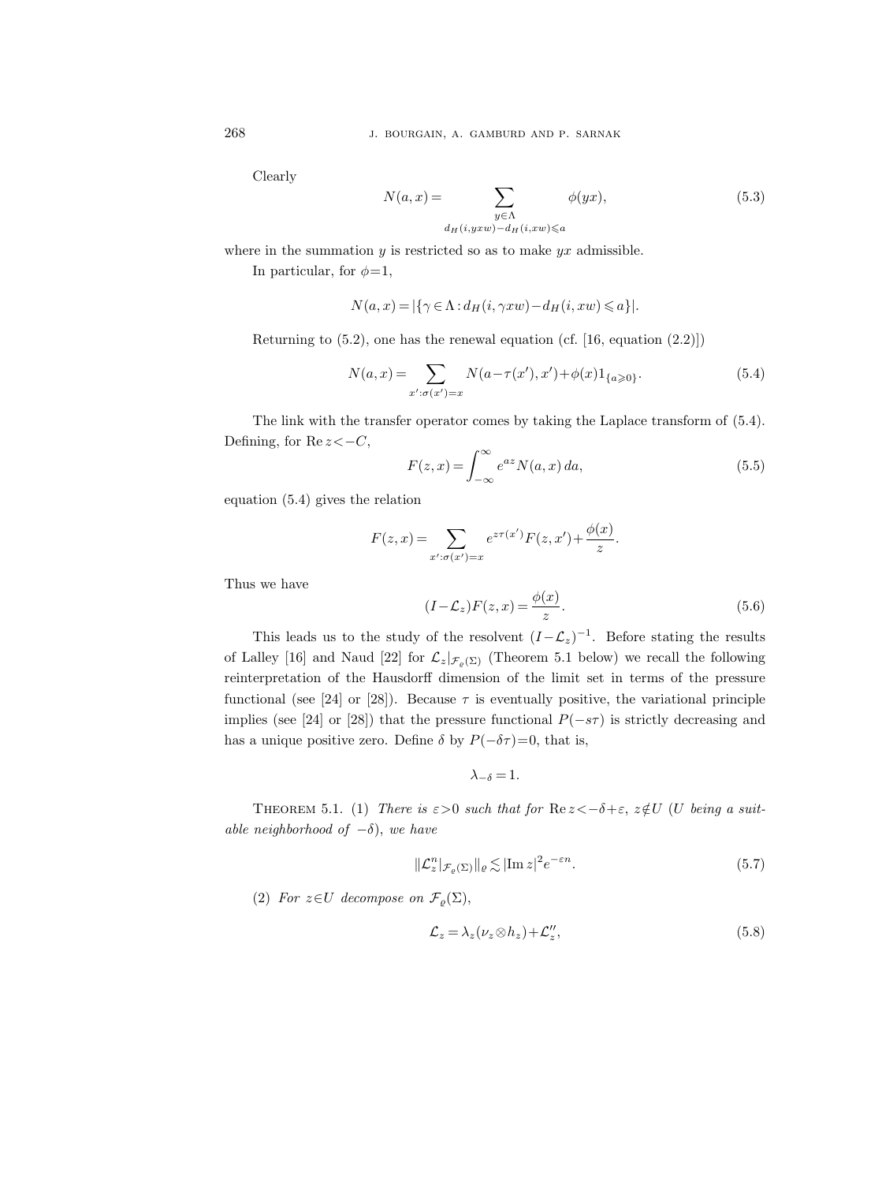Clearly

$$N(a,x)=\sum_{\substack{y\in\Lambda\\ d_H(i,yxw)-d_H(i,xw)\leqslant a}}\phi(yx), \tag{5.3}$$

where in the summation $y$ is restricted so as to make $yx$ admissible.

In particular, for $\phi=1$,

$$N(a,x)=|\{\gamma\in\Lambda: d_H(i,\gamma xw)-d_H(i,xw)\leqslant a\}|.$$

Returning to (5.2), one has the renewal equation (cf. [16, equation (2.2)])

$$N(a,x)=\sum_{x':\sigma(x')=x}N(a-\tau(x'),x')+\phi(x)1_{\{a\geqslant 0\}}. \tag{5.4}$$

The link with the transfer operator comes by taking the Laplace transform of (5.4). Defining, for $\operatorname{Re} z<-C$,

$$F(z,x)=\int_{-\infty}^{\infty}e^{az}N(a,x)\,da, \tag{5.5}$$

equation (5.4) gives the relation

$$F(z,x)=\sum_{x':\sigma(x')=x}e^{z\tau(x')}F(z,x')+\frac{\phi(x)}{z}.$$

Thus we have

$$(I-\mathcal{L}_z)F(z,x)=\frac{\phi(x)}{z}. \tag{5.6}$$

This leads us to the study of the resolvent $(I-\mathcal{L}_z)^{-1}$. Before stating the results of Lalley [16] and Naud [22] for $\mathcal{L}_z|_{\mathcal{F}_\varrho(\Sigma)}$ (Theorem 5.1 below) we recall the following reinterpretation of the Hausdorff dimension of the limit set in terms of the pressure functional (see [24] or [28]). Because $\tau$ is eventually positive, the variational principle implies (see [24] or [28]) that the pressure functional $P(-s\tau)$ is strictly decreasing and has a unique positive zero. Define $\delta$ by $P(-\delta\tau)=0$, that is,

$$\lambda_{-\delta}=1.$$

THEOREM 5.1. (1) *There is $\varepsilon>0$ such that for $\operatorname{Re} z<-\delta+\varepsilon$, $z\notin U$ ($U$ being a suitable neighborhood of $-\delta$), we have*

$$\|\mathcal{L}_z^n|_{\mathcal{F}_\varrho(\Sigma)}\|_\varrho\lesssim|\operatorname{Im} z|^2e^{-\varepsilon n}. \tag{5.7}$$

(2) *For $z\in U$ decompose on $\mathcal{F}_\varrho(\Sigma)$,*

$$\mathcal{L}_z=\lambda_z(\nu_z\otimes h_z)+\mathcal{L}_z'', \tag{5.8}$$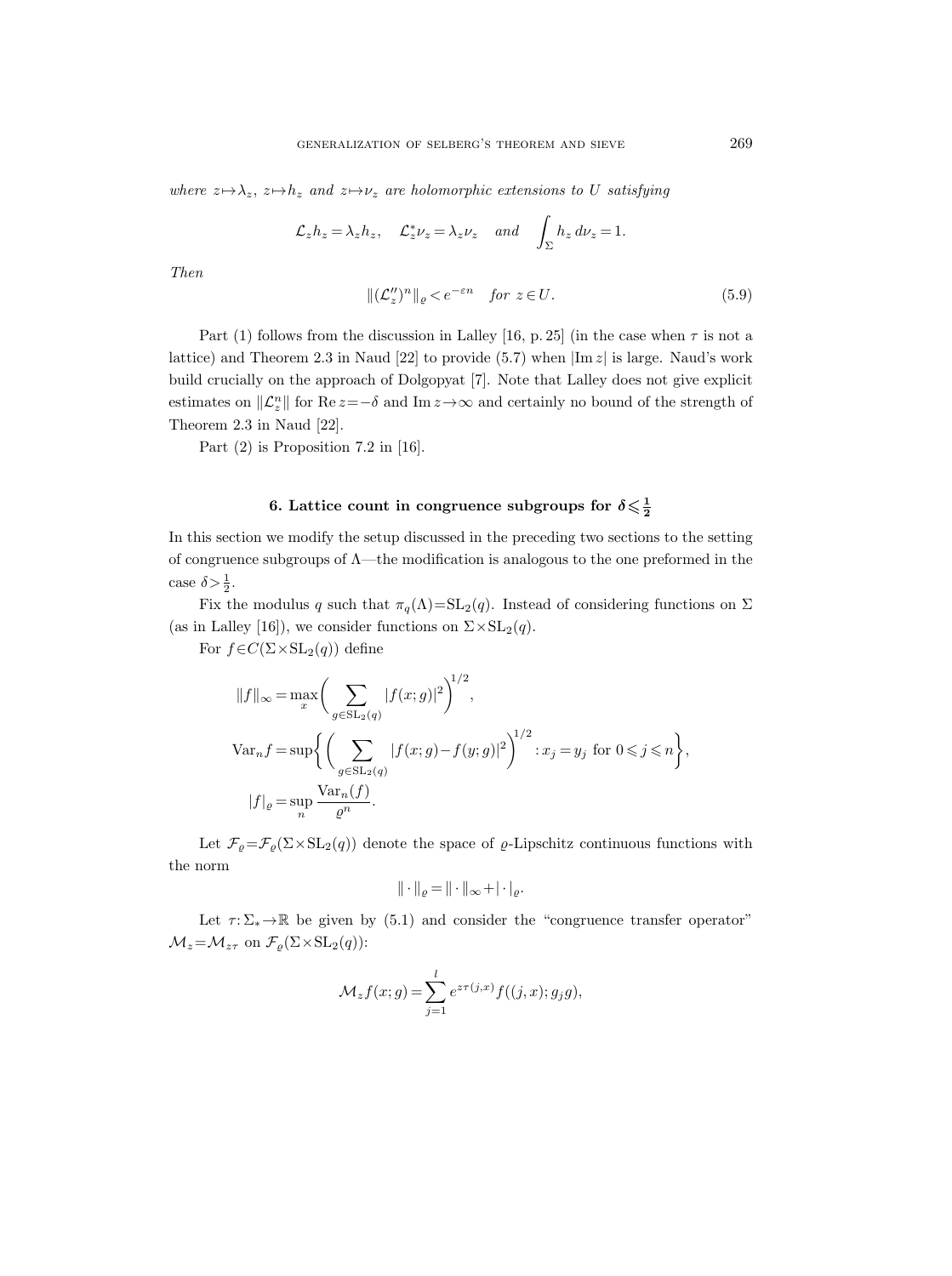*where* $z \mapsto \lambda_z$, $z \mapsto h_z$ *and* $z \mapsto \nu_z$ *are holomorphic extensions to* $U$ *satisfying*

$$\mathcal{L}_z h_z = \lambda_z h_z, \quad \mathcal{L}_z^* \nu_z = \lambda_z \nu_z \quad \text{and} \quad \int_\Sigma h_z \, d\nu_z = 1.$$

*Then*

$$\|(\mathcal{L}_z'')^n\|_\varrho < e^{-\varepsilon n} \quad \text{for } z \in U. \tag{5.9}$$

Part (1) follows from the discussion in Lalley [16, p. 25] (in the case when $\tau$ is not a lattice) and Theorem 2.3 in Naud [22] to provide (5.7) when $|\mathrm{Im}\, z|$ is large. Naud's work build crucially on the approach of Dolgopyat [7]. Note that Lalley does not give explicit estimates on $\|\mathcal{L}_z^n\|$ for $\mathrm{Re}\, z = -\delta$ and $\mathrm{Im}\, z \to \infty$ and certainly no bound of the strength of Theorem 2.3 in Naud [22].

Part (2) is Proposition 7.2 in [16].

## 6. Lattice count in congruence subgroups for $\delta \leqslant \frac{1}{2}$

In this section we modify the setup discussed in the preceding two sections to the setting of congruence subgroups of $\Lambda$—the modification is analogous to the one preformed in the case $\delta > \frac{1}{2}$.

Fix the modulus $q$ such that $\pi_q(\Lambda) = \mathrm{SL}_2(q)$. Instead of considering functions on $\Sigma$ (as in Lalley [16]), we consider functions on $\Sigma \times \mathrm{SL}_2(q)$.

For $f \in C(\Sigma \times \mathrm{SL}_2(q))$ define

$$\|f\|_\infty = \max_x \biggl( \sum_{g \in \mathrm{SL}_2(q)} |f(x;g)|^2 \biggr)^{1/2},$$

$$\mathrm{Var}_n f = \sup \biggl\{ \biggl( \sum_{g \in \mathrm{SL}_2(q)} |f(x;g) - f(y;g)|^2 \biggr)^{1/2} : x_j = y_j \text{ for } 0 \leqslant j \leqslant n \biggr\},$$

$$|f|_\varrho = \sup_n \frac{\mathrm{Var}_n(f)}{\varrho^n}.$$

Let $\mathcal{F}_\varrho = \mathcal{F}_\varrho(\Sigma \times \mathrm{SL}_2(q))$ denote the space of $\varrho$-Lipschitz continuous functions with the norm

$$\|\cdot\|_\varrho = \|\cdot\|_\infty + |\cdot|_\varrho.$$

Let $\tau: \Sigma_* \to \mathbb{R}$ be given by (5.1) and consider the "congruence transfer operator" $\mathcal{M}_z = \mathcal{M}_{z\tau}$ on $\mathcal{F}_\varrho(\Sigma \times \mathrm{SL}_2(q))$:

$$\mathcal{M}_z f(x;g) = \sum_{j=1}^{l} e^{z\tau(j,x)} f((j,x); g_j g),$$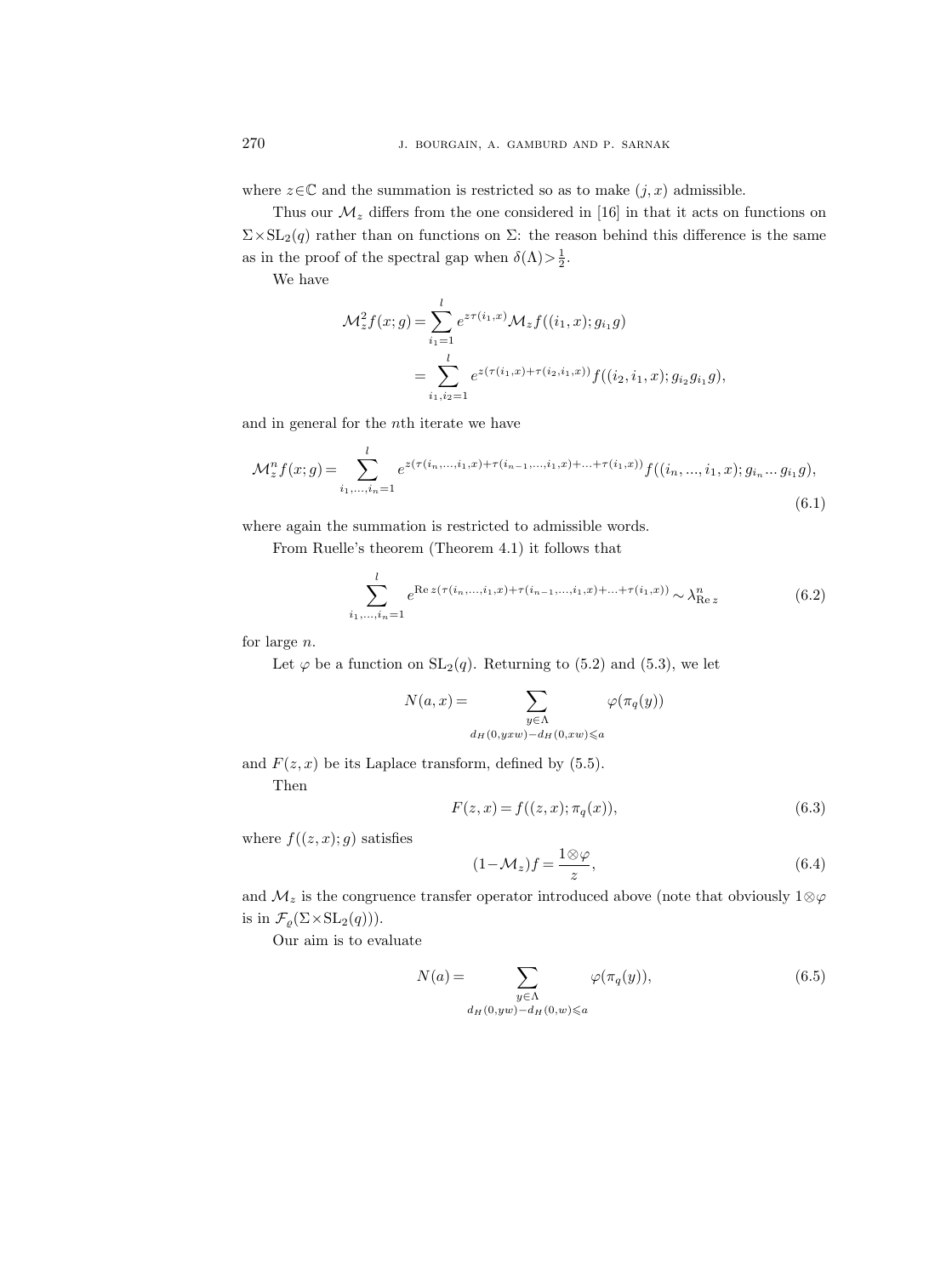where $z \in \mathbb{C}$ and the summation is restricted so as to make $(j, x)$ admissible.

Thus our $\mathcal{M}_z$ differs from the one considered in [16] in that it acts on functions on $\Sigma \times \mathrm{SL}_2(q)$ rather than on functions on $\Sigma$: the reason behind this difference is the same as in the proof of the spectral gap when $\delta(\Lambda) > \frac{1}{2}$.

We have

$$
\begin{aligned}
\mathcal{M}_z^2 f(x; g) &= \sum_{i_1=1}^{l} e^{z\tau(i_1, x)} \mathcal{M}_z f((i_1, x); g_{i_1} g) \\
&= \sum_{i_1, i_2=1}^{l} e^{z(\tau(i_1, x) + \tau(i_2, i_1, x))} f((i_2, i_1, x); g_{i_2} g_{i_1} g),
\end{aligned}
$$

and in general for the $n$th iterate we have

$$
\mathcal{M}_z^n f(x; g) = \sum_{i_1, \ldots, i_n=1}^{l} e^{z(\tau(i_n, \ldots, i_1, x) + \tau(i_{n-1}, \ldots, i_1, x) + \ldots + \tau(i_1, x))} f((i_n, \ldots, i_1, x); g_{i_n} \ldots g_{i_1} g), \tag{6.1}
$$

where again the summation is restricted to admissible words.

From Ruelle's theorem (Theorem 4.1) it follows that

$$
\sum_{i_1, \ldots, i_n=1}^{l} e^{\mathrm{Re}\, z(\tau(i_n, \ldots, i_1, x) + \tau(i_{n-1}, \ldots, i_1, x) + \ldots + \tau(i_1, x))} \sim \lambda_{\mathrm{Re}\, z}^n \tag{6.2}
$$

for large $n$.

Let $\varphi$ be a function on $\mathrm{SL}_2(q)$. Returning to (5.2) and (5.3), we let

$$
N(a, x) = \sum_{\substack{y \in \Lambda \\ d_H(0, yxw) - d_H(0, xw) \leqslant a}} \varphi(\pi_q(y))
$$

and $F(z, x)$ be its Laplace transform, defined by (5.5).

Then

$$
F(z, x) = f((z, x); \pi_q(x)), \tag{6.3}
$$

where $f((z, x); g)$ satisfies

$$
(1 - \mathcal{M}_z) f = \frac{1 \otimes \varphi}{z}, \tag{6.4}
$$

and $\mathcal{M}_z$ is the congruence transfer operator introduced above (note that obviously $1 \otimes \varphi$ is in $\mathcal{F}_\varrho(\Sigma \times \mathrm{SL}_2(q))$).

Our aim is to evaluate

$$
N(a) = \sum_{\substack{y \in \Lambda \\ d_H(0, yw) - d_H(0, w) \leqslant a}} \varphi(\pi_q(y)), \tag{6.5}
$$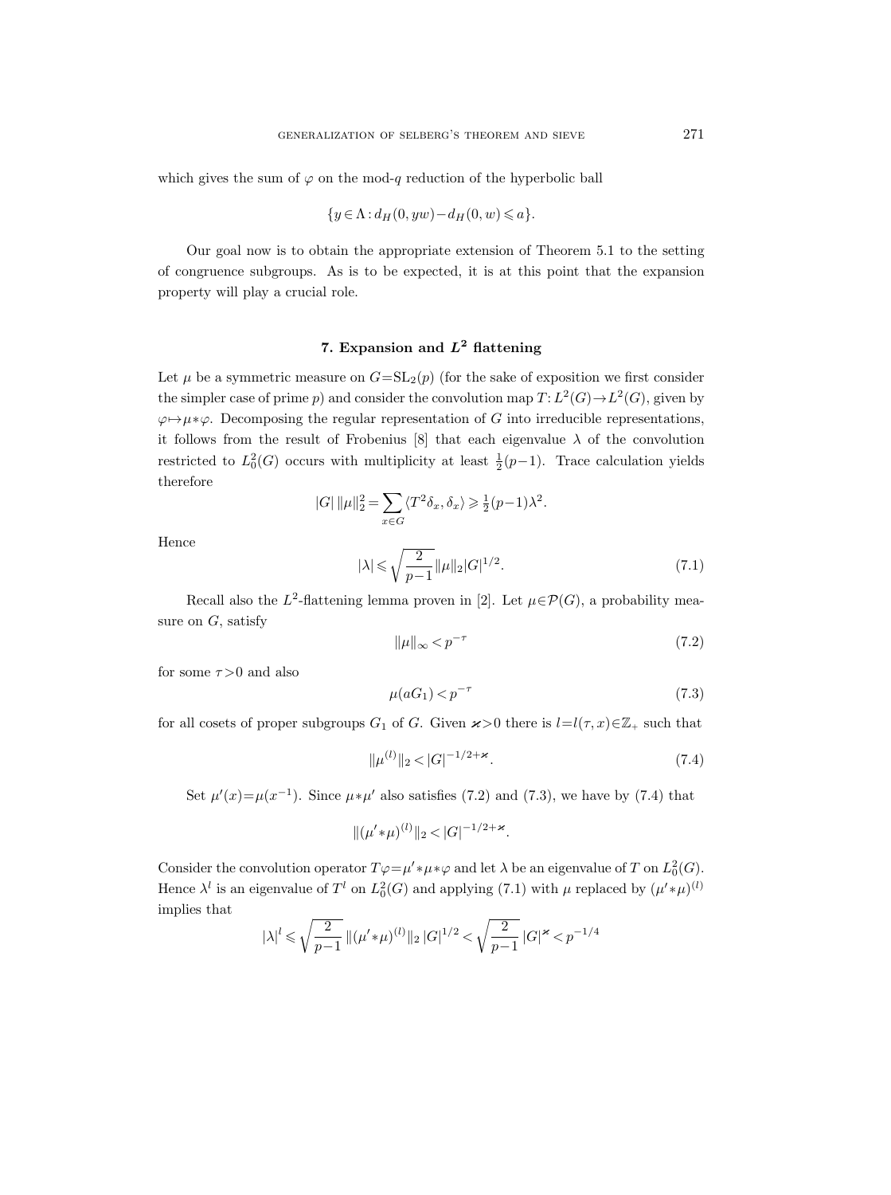which gives the sum of $\varphi$ on the mod-$q$ reduction of the hyperbolic ball

$$\{y \in \Lambda : d_H(0, yw) - d_H(0, w) \leqslant a\}.$$

Our goal now is to obtain the appropriate extension of Theorem 5.1 to the setting of congruence subgroups. As is to be expected, it is at this point that the expansion property will play a crucial role.

## 7. Expansion and $L^2$ flattening

Let $\mu$ be a symmetric measure on $G = \mathrm{SL}_2(p)$ (for the sake of exposition we first consider the simpler case of prime $p$) and consider the convolution map $T: L^2(G) \to L^2(G)$, given by $\varphi \mapsto \mu * \varphi$. Decomposing the regular representation of $G$ into irreducible representations, it follows from the result of Frobenius [8] that each eigenvalue $\lambda$ of the convolution restricted to $L_0^2(G)$ occurs with multiplicity at least $\frac{1}{2}(p-1)$. Trace calculation yields therefore

$$|G| \, \|\mu\|_2^2 = \sum_{x \in G} \langle T^2 \delta_x, \delta_x \rangle \geqslant \tfrac{1}{2}(p-1)\lambda^2.$$

Hence

$$|\lambda| \leqslant \sqrt{\frac{2}{p-1}} \|\mu\|_2 |G|^{1/2}. \tag{7.1}$$

Recall also the $L^2$-flattening lemma proven in [2]. Let $\mu \in \mathcal{P}(G)$, a probability measure on $G$, satisfy

$$\|\mu\|_\infty < p^{-\tau} \tag{7.2}$$

for some $\tau > 0$ and also

$$\mu(aG_1) < p^{-\tau} \tag{7.3}$$

for all cosets of proper subgroups $G_1$ of $G$. Given $\varkappa > 0$ there is $l = l(\tau, x) \in \mathbb{Z}_+$ such that

$$\|\mu^{(l)}\|_2 < |G|^{-1/2+\varkappa}. \tag{7.4}$$

Set $\mu'(x) = \mu(x^{-1})$. Since $\mu * \mu'$ also satisfies (7.2) and (7.3), we have by (7.4) that

$$\|(\mu' * \mu)^{(l)}\|_2 < |G|^{-1/2+\varkappa}.$$

Consider the convolution operator $T\varphi = \mu' * \mu * \varphi$ and let $\lambda$ be an eigenvalue of $T$ on $L_0^2(G)$. Hence $\lambda^l$ is an eigenvalue of $T^l$ on $L_0^2(G)$ and applying (7.1) with $\mu$ replaced by $(\mu' * \mu)^{(l)}$ implies that

$$|\lambda|^l \leqslant \sqrt{\frac{2}{p-1}} \, \|(\mu' * \mu)^{(l)}\|_2 \, |G|^{1/2} < \sqrt{\frac{2}{p-1}} \, |G|^{\varkappa} < p^{-1/4}$$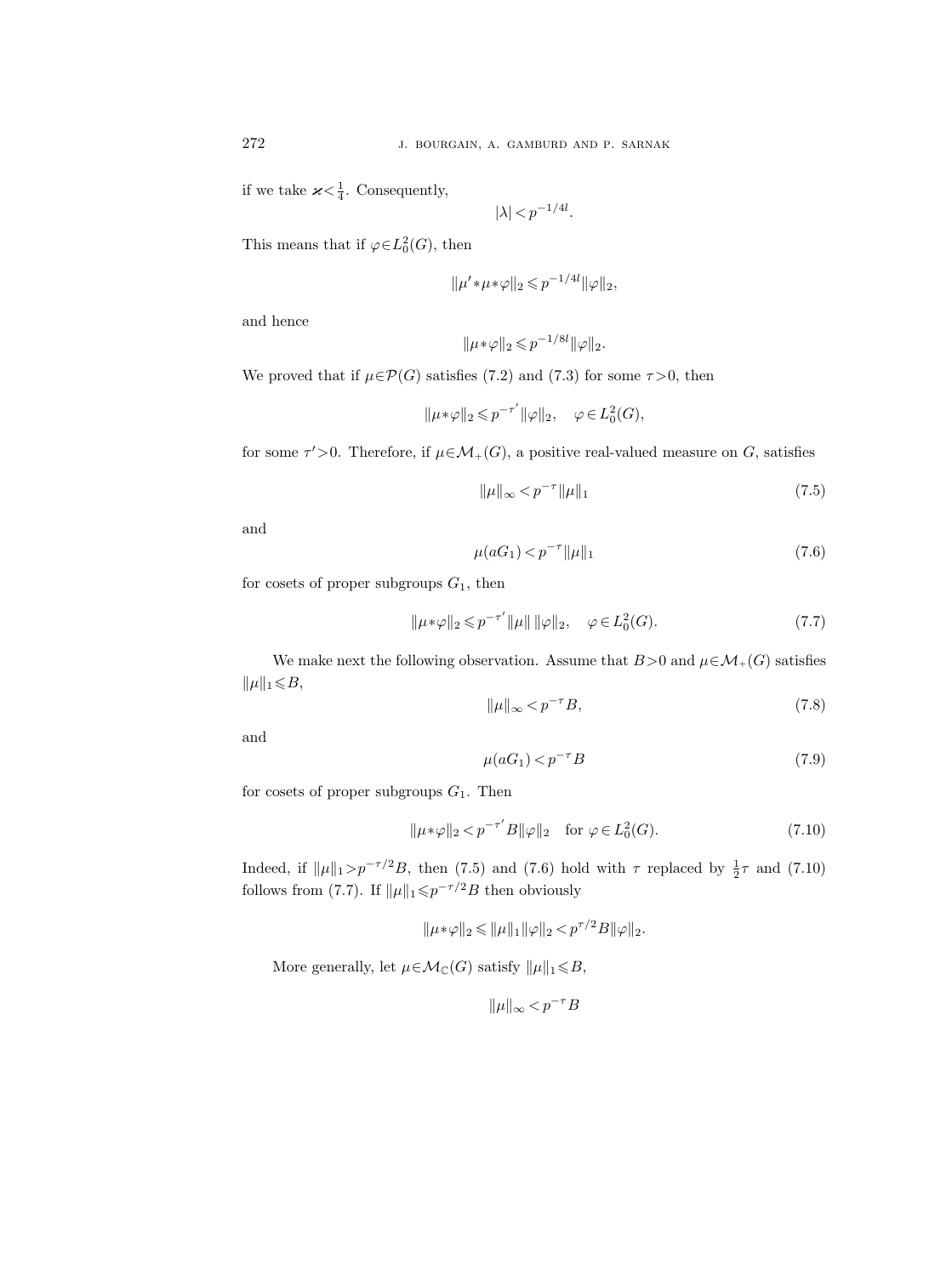if we take $\varkappa < \frac{1}{4}$. Consequently,

$$|\lambda| < p^{-1/4l}.$$

This means that if $\varphi \in L_0^2(G)$, then

$$\|\mu' * \mu * \varphi\|_2 \leqslant p^{-1/4l} \|\varphi\|_2,$$

and hence

$$\|\mu * \varphi\|_2 \leqslant p^{-1/8l} \|\varphi\|_2.$$

We proved that if $\mu \in \mathcal{P}(G)$ satisfies (7.2) and (7.3) for some $\tau > 0$, then

$$\|\mu * \varphi\|_2 \leqslant p^{-\tau'} \|\varphi\|_2, \quad \varphi \in L_0^2(G),$$

for some $\tau' > 0$. Therefore, if $\mu \in \mathcal{M}_+(G)$, a positive real-valued measure on $G$, satisfies

$$\|\mu\|_\infty < p^{-\tau} \|\mu\|_1 \tag{7.5}$$

and

$$\mu(aG_1) < p^{-\tau} \|\mu\|_1 \tag{7.6}$$

for cosets of proper subgroups $G_1$, then

$$\|\mu * \varphi\|_2 \leqslant p^{-\tau'} \|\mu\| \, \|\varphi\|_2, \quad \varphi \in L_0^2(G). \tag{7.7}$$

We make next the following observation. Assume that $B > 0$ and $\mu \in \mathcal{M}_+(G)$ satisfies $\|\mu\|_1 \leqslant B$,

$$\|\mu\|_\infty < p^{-\tau} B, \tag{7.8}$$

and

$$\mu(aG_1) < p^{-\tau} B \tag{7.9}$$

for cosets of proper subgroups $G_1$. Then

$$\|\mu * \varphi\|_2 < p^{-\tau'} B \|\varphi\|_2 \quad \text{for } \varphi \in L_0^2(G). \tag{7.10}$$

Indeed, if $\|\mu\|_1 > p^{-\tau/2} B$, then (7.5) and (7.6) hold with $\tau$ replaced by $\frac{1}{2}\tau$ and (7.10) follows from (7.7). If $\|\mu\|_1 \leqslant p^{-\tau/2} B$ then obviously

$$\|\mu * \varphi\|_2 \leqslant \|\mu\|_1 \|\varphi\|_2 < p^{\tau/2} B \|\varphi\|_2.$$

More generally, let $\mu \in \mathcal{M}_{\mathbb{C}}(G)$ satisfy $\|\mu\|_1 \leqslant B$,

$$\|\mu\|_\infty < p^{-\tau} B$$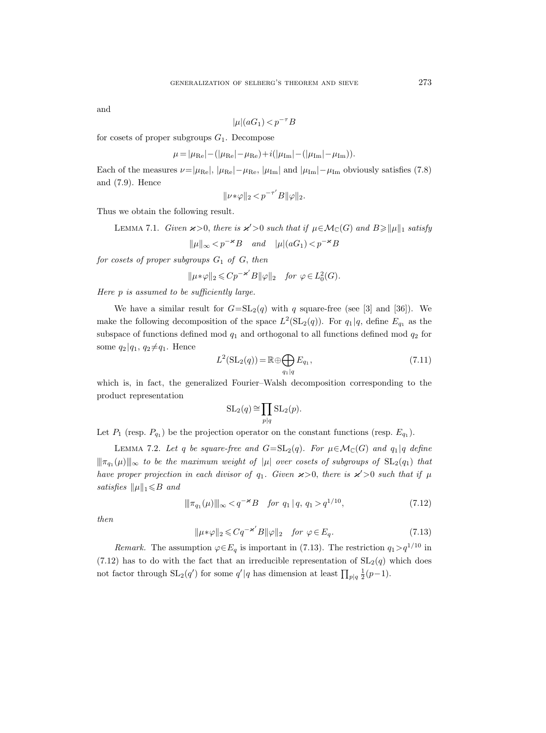and

$$|\mu|(aG_1) < p^{-\tau} B$$

for cosets of proper subgroups $G_1$. Decompose

$$\mu = |\mu_{\mathrm{Re}}| - (|\mu_{\mathrm{Re}}| - \mu_{\mathrm{Re}}) + i(|\mu_{\mathrm{Im}}| - (|\mu_{\mathrm{Im}}| - \mu_{\mathrm{Im}})).$$

Each of the measures $\nu = |\mu_{\mathrm{Re}}|$, $|\mu_{\mathrm{Re}}| - \mu_{\mathrm{Re}}$, $|\mu_{\mathrm{Im}}|$ and $|\mu_{\mathrm{Im}}| - \mu_{\mathrm{Im}}$ obviously satisfies (7.8) and (7.9). Hence

$$\|\nu * \varphi\|_2 < p^{-\tau'} B \|\varphi\|_2.$$

Thus we obtain the following result.

Lemma 7.1. *Given $\varkappa > 0$, there is $\varkappa' > 0$ such that if $\mu \in \mathcal{M}_{\mathbb{C}}(G)$ and $B \geqslant \|\mu\|_1$ satisfy*

$$\|\mu\|_\infty < p^{-\varkappa} B \quad \text{and} \quad |\mu|(aG_1) < p^{-\varkappa} B$$

*for cosets of proper subgroups $G_1$ of $G$, then*

$$\|\mu * \varphi\|_2 \leqslant C p^{-\varkappa'} B \|\varphi\|_2 \quad \text{for } \varphi \in L_0^2(G).$$

*Here $p$ is assumed to be sufficiently large.*

We have a similar result for $G = \mathrm{SL}_2(q)$ with $q$ square-free (see [3] and [36]). We make the following decomposition of the space $L^2(\mathrm{SL}_2(q))$. For $q_1 | q$, define $E_{q_1}$ as the subspace of functions defined mod $q_1$ and orthogonal to all functions defined mod $q_2$ for some $q_2 | q_1$, $q_2 \neq q_1$. Hence

$$L^2(\mathrm{SL}_2(q)) = \mathbb{R} \oplus \bigoplus_{q_1 | q} E_{q_1}, \tag{7.11}$$

which is, in fact, the generalized Fourier–Walsh decomposition corresponding to the product representation

$$\mathrm{SL}_2(q) \cong \prod_{p | q} \mathrm{SL}_2(p).$$

Let $P_1$ (resp. $P_{q_1}$) be the projection operator on the constant functions (resp. $E_{q_1}$).

Lemma 7.2. *Let $q$ be square-free and $G = \mathrm{SL}_2(q)$. For $\mu \in \mathcal{M}_{\mathbb{C}}(G)$ and $q_1 | q$ define $|\!|\!| \pi_{q_1}(\mu) |\!|\!|_\infty$ to be the maximum weight of $|\mu|$ over cosets of subgroups of $\mathrm{SL}_2(q_1)$ that have proper projection in each divisor of $q_1$. Given $\varkappa > 0$, there is $\varkappa' > 0$ such that if $\mu$ satisfies $\|\mu\|_1 \leqslant B$ and*

$$|\!|\!| \pi_{q_1}(\mu) |\!|\!|_\infty < q^{-\varkappa} B \quad \text{for } q_1 \,|\, q, \ q_1 > q^{1/10}, \tag{7.12}$$

*then*

$$\|\mu * \varphi\|_2 \leqslant C q^{-\varkappa'} B \|\varphi\|_2 \quad \text{for } \varphi \in E_q. \tag{7.13}$$

*Remark.* The assumption $\varphi \in E_q$ is important in (7.13). The restriction $q_1 > q^{1/10}$ in (7.12) has to do with the fact that an irreducible representation of $\mathrm{SL}_2(q)$ which does not factor through $\mathrm{SL}_2(q')$ for some $q' | q$ has dimension at least $\prod_{p|q} \frac{1}{2}(p-1)$.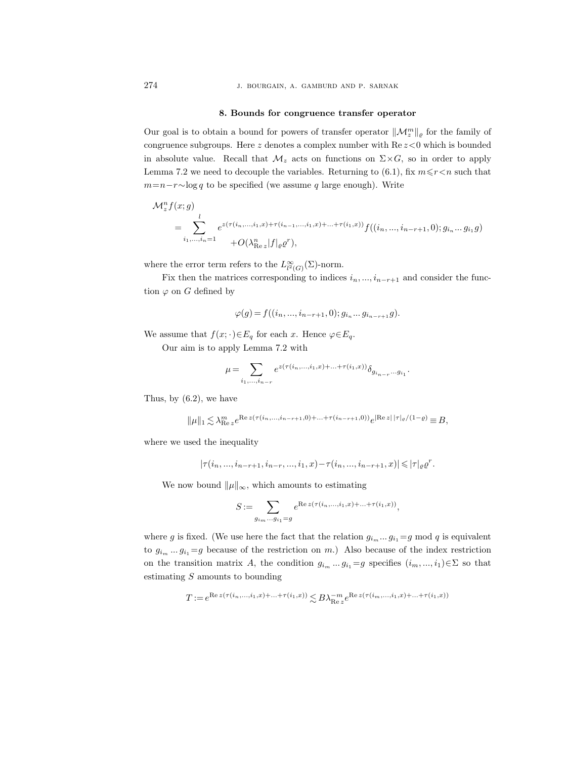## 8. Bounds for congruence transfer operator

Our goal is to obtain a bound for powers of transfer operator $\|\mathcal{M}_z^m\|_\varrho$ for the family of congruence subgroups. Here $z$ denotes a complex number with $\operatorname{Re} z<0$ which is bounded in absolute value. Recall that $\mathcal{M}_z$ acts on functions on $\Sigma\times G$, so in order to apply Lemma 7.2 we need to decouple the variables. Returning to (6.1), fix $m\leqslant r<n$ such that $m=n-r\sim\log q$ to be specified (we assume $q$ large enough). Write

$$\mathcal{M}_z^n f(x;g) = \sum_{i_1,\dots,i_n=1}^{l} e^{z(\tau(i_n,\dots,i_1,x)+\tau(i_{n-1},\dots,i_1,x)+\dots+\tau(i_1,x))} f((i_n,\dots,i_{n-r+1},0);g_{i_n}\dots g_{i_1}g) + O(\lambda_{\operatorname{Re} z}^n |f|_\varrho \varrho^r),$$

where the error term refers to the $L^\infty_{l^2(G)}(\Sigma)$-norm.

Fix then the matrices corresponding to indices $i_n,\dots,i_{n-r+1}$ and consider the function $\varphi$ on $G$ defined by

$$\varphi(g) = f((i_n,\dots,i_{n-r+1},0);g_{i_n}\dots g_{i_{n-r+1}}g).$$

We assume that $f(x;\cdot)\in E_q$ for each $x$. Hence $\varphi\in E_q$.

Our aim is to apply Lemma 7.2 with

$$\mu = \sum_{i_1,\dots,i_{n-r}} e^{z(\tau(i_n,\dots,i_1,x)+\dots+\tau(i_1,x))}\delta_{g_{i_{n-r}}\dots g_{i_1}}.$$

Thus, by (6.2), we have

$$\|\mu\|_1 \lesssim \lambda_{\operatorname{Re} z}^m e^{\operatorname{Re} z(\tau(i_n,\dots,i_{n-r+1},0)+\dots+\tau(i_{n-r+1},0))} e^{|\operatorname{Re} z|\,|\tau|_\varrho/(1-\varrho)} \equiv B,$$

where we used the inequality

$$|\tau(i_n,\dots,i_{n-r+1},i_{n-r},\dots,i_1,x) - \tau(i_n,\dots,i_{n-r+1},x)| \leqslant |\tau|_\varrho \varrho^r.$$

We now bound $\|\mu\|_\infty$, which amounts to estimating

$$S := \sum_{g_{i_m}\dots g_{i_1}=g} e^{\operatorname{Re} z(\tau(i_n,\dots,i_1,x)+\dots+\tau(i_1,x))},$$

where $g$ is fixed. (We use here the fact that the relation $g_{i_m}\dots g_{i_1}=g \bmod q$ is equivalent to $g_{i_m}\dots g_{i_1}=g$ because of the restriction on $m$.) Also because of the index restriction on the transition matrix $A$, the condition $g_{i_m}\dots g_{i_1}=g$ specifies $(i_m,\dots,i_1)\in\Sigma$ so that estimating $S$ amounts to bounding

$$T := e^{\operatorname{Re} z(\tau(i_n,\dots,i_1,x)+\dots+\tau(i_1,x))} \lesssim B\lambda_{\operatorname{Re} z}^{-m} e^{\operatorname{Re} z(\tau(i_m,\dots,i_1,x)+\dots+\tau(i_1,x))}$$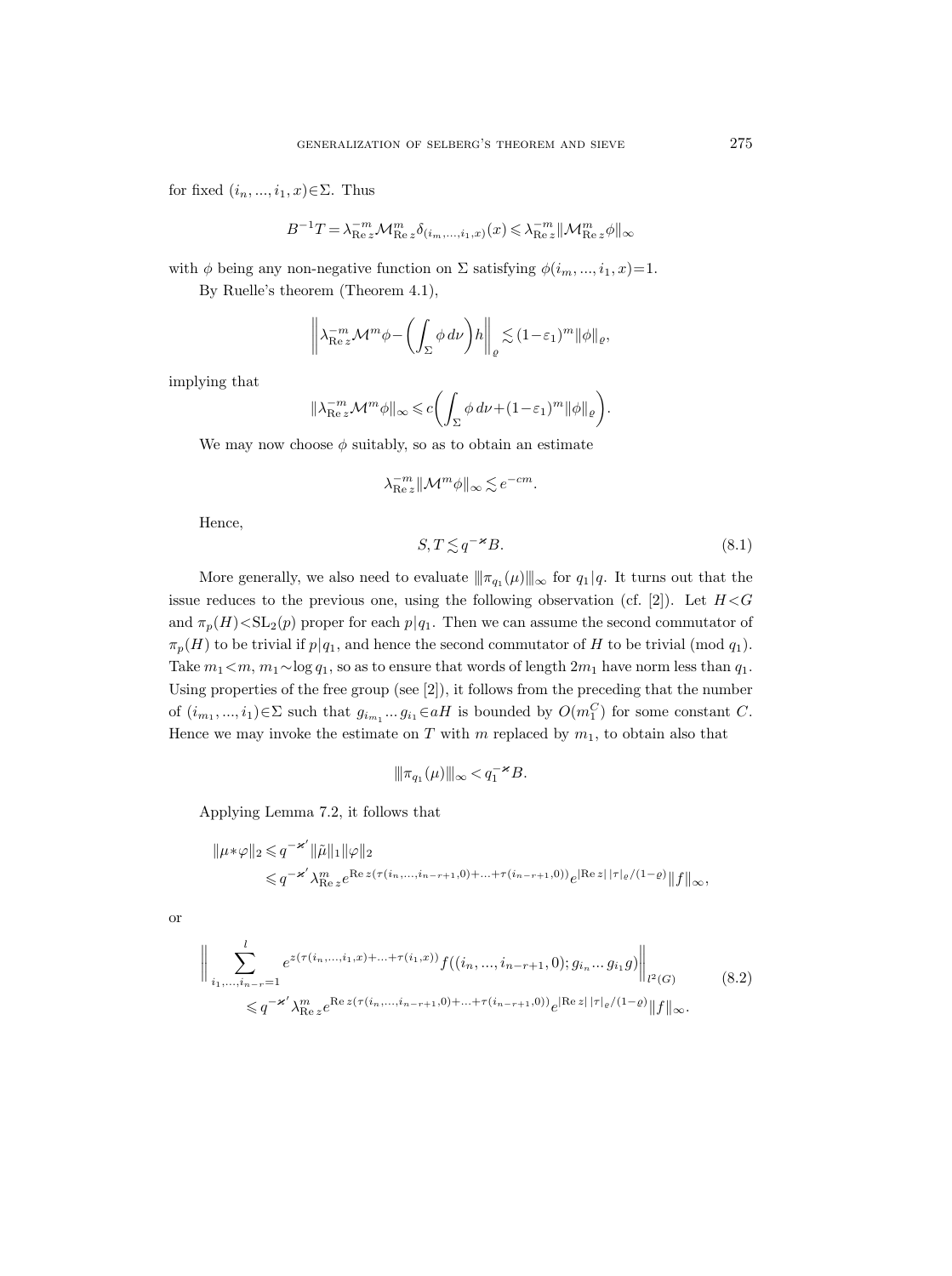for fixed $(i_n, ..., i_1, x) \in \Sigma$. Thus

$$B^{-1}T = \lambda_{\operatorname{Re} z}^{-m} \mathcal{M}_{\operatorname{Re} z}^{m} \delta_{(i_m, ..., i_1, x)}(x) \leqslant \lambda_{\operatorname{Re} z}^{-m} \|\mathcal{M}_{\operatorname{Re} z}^{m} \phi\|_\infty$$

with $\phi$ being any non-negative function on $\Sigma$ satisfying $\phi(i_m, ..., i_1, x) = 1$.

By Ruelle's theorem (Theorem 4.1),

$$\left\| \lambda_{\operatorname{Re} z}^{-m} \mathcal{M}^m \phi - \left( \int_\Sigma \phi \, d\nu \right) h \right\|_\varrho \lesssim (1-\varepsilon_1)^m \|\phi\|_\varrho,$$

implying that

$$\|\lambda_{\operatorname{Re} z}^{-m} \mathcal{M}^m \phi\|_\infty \leqslant c \left( \int_\Sigma \phi \, d\nu + (1-\varepsilon_1)^m \|\phi\|_\varrho \right).$$

We may now choose $\phi$ suitably, so as to obtain an estimate

$$\lambda_{\operatorname{Re} z}^{-m} \|\mathcal{M}^m \phi\|_\infty \lesssim e^{-cm}.$$

Hence,

$$S, T \lesssim q^{-\varkappa} B. \tag{8.1}$$

More generally, we also need to evaluate $|\!|\!|\pi_{q_1}(\mu)|\!|\!|_\infty$ for $q_1 | q$. It turns out that the issue reduces to the previous one, using the following observation (cf. [2]). Let $H < G$ and $\pi_p(H) < \mathrm{SL}_2(p)$ proper for each $p | q_1$. Then we can assume the second commutator of $\pi_p(H)$ to be trivial if $p | q_1$, and hence the second commutator of $H$ to be trivial (mod $q_1$). Take $m_1 < m$, $m_1 \sim \log q_1$, so as to ensure that words of length $2m_1$ have norm less than $q_1$. Using properties of the free group (see [2]), it follows from the preceding that the number of $(i_{m_1}, ..., i_1) \in \Sigma$ such that $g_{i_{m_1}} ... g_{i_1} \in aH$ is bounded by $O(m_1^C)$ for some constant $C$. Hence we may invoke the estimate on $T$ with $m$ replaced by $m_1$, to obtain also that

$$|\!|\!|\pi_{q_1}(\mu)|\!|\!|_\infty < q_1^{-\varkappa} B.$$

Applying Lemma 7.2, it follows that

$$\begin{aligned} \|\mu * \varphi\|_2 &\leqslant q^{-\varkappa'} \|\tilde{\mu}\|_1 \|\varphi\|_2 \\ &\leqslant q^{-\varkappa'} \lambda_{\operatorname{Re} z}^{m} e^{\operatorname{Re} z(\tau(i_n, ..., i_{n-r+1}, 0) + ... + \tau(i_{n-r+1}, 0))} e^{|\operatorname{Re} z| \, |\tau|_\varrho / (1-\varrho)} \|f\|_\infty, \end{aligned}$$

or

$$\begin{aligned} &\left\| \sum_{i_1, ..., i_{n-r}=1}^{l} e^{z(\tau(i_n, ..., i_1, x) + ... + \tau(i_1, x))} f((i_n, ..., i_{n-r+1}, 0); g_{i_n} ... g_{i_1} g) \right\|_{l^2(G)} \\ &\qquad \leqslant q^{-\varkappa'} \lambda_{\operatorname{Re} z}^{m} e^{\operatorname{Re} z(\tau(i_n, ..., i_{n-r+1}, 0) + ... + \tau(i_{n-r+1}, 0))} e^{|\operatorname{Re} z| \, |\tau|_\varrho / (1-\varrho)} \|f\|_\infty. \end{aligned} \tag{8.2}$$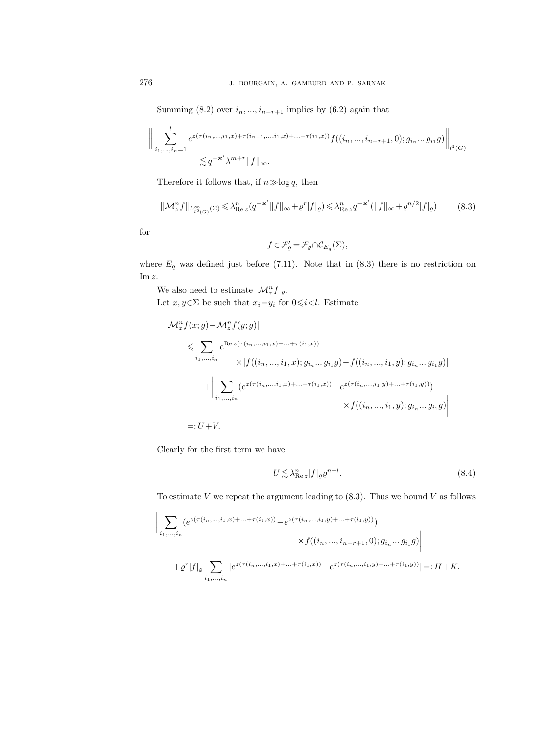Summing (8.2) over $i_n, ..., i_{n-r+1}$ implies by (6.2) again that

$$\left\| \sum_{i_1,...,i_n=1}^{l} e^{z(\tau(i_n,...,i_1,x)+\tau(i_{n-1},...,i_1,x)+...+\tau(i_1,x))} f((i_n,...,i_{n-r+1},0); g_{i_n}...g_{i_1}g) \right\|_{l^2(G)} \lesssim q^{-\varkappa'} \lambda^{m+r} \|f\|_\infty.$$

Therefore it follows that, if $n \gg \log q$, then

$$\|\mathcal{M}_z^n f\|_{L^\infty_{l^2(G)}(\Sigma)} \leqslant \lambda^n_{\operatorname{Re} z}(q^{-\varkappa'}\|f\|_\infty + \varrho^r |f|_\varrho) \leqslant \lambda^n_{\operatorname{Re} z} q^{-\varkappa'}(\|f\|_\infty + \varrho^{n/2}|f|_\varrho) \tag{8.3}$$

for

$$f \in \mathcal{F}'_\varrho = \mathcal{F}_\varrho \cap \mathcal{C}_{E_q}(\Sigma),$$

where $E_q$ was defined just before (7.11). Note that in (8.3) there is no restriction on $\operatorname{Im} z$.

We also need to estimate $|\mathcal{M}_z^n f|_\varrho$.

Let $x, y \in \Sigma$ be such that $x_i = y_i$ for $0 \leqslant i < l$. Estimate

$$\begin{aligned}
|\mathcal{M}_z^n f(x;g) - \mathcal{M}_z^n f(y;g)| &\leqslant \sum_{i_1,...,i_n} e^{\operatorname{Re} z(\tau(i_n,...,i_1,x)+...+\tau(i_1,x))} \\
&\qquad \times |f((i_n,...,i_1,x); g_{i_n}...g_{i_1}g) - f((i_n,...,i_1,y); g_{i_n}...g_{i_1}g)| \\
&\quad + \left| \sum_{i_1,...,i_n} (e^{z(\tau(i_n,...,i_1,x)+...+\tau(i_1,x))} - e^{z(\tau(i_n,...,i_1,y)+...+\tau(i_1,y))}) \right. \\
&\qquad \left. \times f((i_n,...,i_1,y); g_{i_n}...g_{i_1}g) \right| \\
&=: U + V.
\end{aligned}$$

Clearly for the first term we have

$$U \lesssim \lambda^n_{\operatorname{Re} z} |f|_\varrho \varrho^{n+l}. \tag{8.4}$$

To estimate $V$ we repeat the argument leading to (8.3). Thus we bound $V$ as follows

$$\begin{aligned}
&\left| \sum_{i_1,...,i_n} (e^{z(\tau(i_n,...,i_1,x)+...+\tau(i_1,x))} - e^{z(\tau(i_n,...,i_1,y)+...+\tau(i_1,y))}) \right. \\
&\qquad \left. \times f((i_n,...,i_{n-r+1},0); g_{i_n}...g_{i_1}g) \right| \\
&\quad + \varrho^r |f|_\varrho \sum_{i_1,...,i_n} |e^{z(\tau(i_n,...,i_1,x)+...+\tau(i_1,x))} - e^{z(\tau(i_n,...,i_1,y)+...+\tau(i_1,y))}| =: H + K.
\end{aligned}$$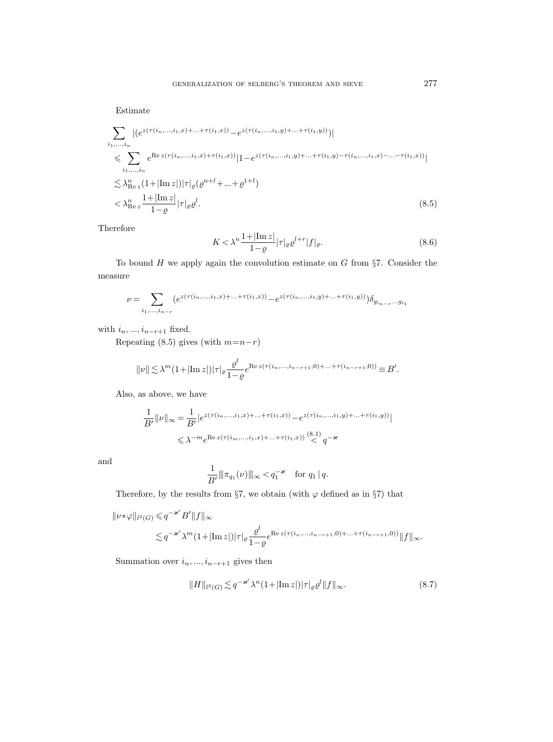Estimate

$$
\begin{aligned}
&\sum_{i_1,\dots,i_n} |(e^{z(\tau(i_n,\dots,i_1,x)+\dots+\tau(i_1,x))}-e^{z(\tau(i_n,\dots,i_1,y)+\dots+\tau(i_1,y))})| \\
&\quad\leqslant \sum_{i_1,\dots,i_n} e^{\operatorname{Re} z(\tau(i_n,\dots,i_1,x)+\tau(i_1,x))}|1-e^{z(\tau(i_n,\dots,i_1,y)+\dots+\tau(i_1,y)-\tau(i_n,\dots,i_1,x)-\dots-\tau(i_1,x))}| \\
&\quad\lesssim \lambda^n_{\operatorname{Re} z}(1+|\operatorname{Im} z|)|\tau|_\varrho(\varrho^{n+l}+\dots+\varrho^{1+l}) \\
&\quad< \lambda^n_{\operatorname{Re} z}\frac{1+|\operatorname{Im} z|}{1-\varrho}|\tau|_\varrho\varrho^l.
\end{aligned}
\tag{8.5}
$$

Therefore

$$
K<\lambda^n\frac{1+|\operatorname{Im} z|}{1-\varrho}|\tau|_\varrho\varrho^{l+r}|f|_\varrho. \tag{8.6}
$$

To bound $H$ we apply again the convolution estimate on $G$ from §7. Consider the measure

$$
\nu=\sum_{i_1,\dots,i_{n-r}}(e^{z(\tau(i_n,\dots,i_1,x)+\dots+\tau(i_1,x))}-e^{z(\tau(i_n,\dots,i_1,y)+\dots+\tau(i_1,y))})\delta_{g_{i_{n-r}}\cdots g_{i_1}}
$$

with $i_n,\dots,i_{n-r+1}$ fixed.

Repeating (8.5) gives (with $m=n-r$)

$$
\|\nu\|\lesssim\lambda^m(1+|\operatorname{Im} z|)|\tau|_\varrho\frac{\varrho^l}{1-\varrho}e^{\operatorname{Re} z(\tau(i_n,\dots,i_{n-r+1},0)+\dots+\tau(i_{n-r+1},0))}\equiv B'.
$$

Also, as above, we have

$$
\begin{aligned}
\frac{1}{B'}\|\nu\|_\infty &= \frac{1}{B'}|e^{z(\tau(i_n,\dots,i_1,x)+\dots+\tau(i_1,x))}-e^{z(\tau(i_n,\dots,i_1,y)+\dots+\tau(i_1,y))}| \\
&\leqslant \lambda^{-m}e^{\operatorname{Re} z(\tau(i_m,\dots,i_1,x)+\dots+\tau(i_1,x))}\overset{(8.1)}{<}q^{-\varkappa}
\end{aligned}
$$

and

$$
\frac{1}{B'}\|\pi_{q_1}(\nu)\|_\infty<q_1^{-\varkappa}\quad\text{for } q_1\,|\,q.
$$

Therefore, by the results from §7, we obtain (with $\varphi$ defined as in §7) that

$$
\begin{aligned}
\|\nu*\varphi\|_{l^2(G)} &\leqslant q^{-\varkappa'}B'\|f\|_\infty \\
&\lesssim q^{-\varkappa'}\lambda^m(1+|\operatorname{Im} z|)|\tau|_\varrho\frac{\varrho^l}{1-\varrho}e^{\operatorname{Re} z(\tau(i_n,\dots,i_{n-r+1},0)+\dots+\tau(i_{n-r+1},0))}\|f\|_\infty.
\end{aligned}
$$

Summation over $i_n,\dots,i_{n-r+1}$ gives then

$$
\|H\|_{l^2(G)}\lesssim q^{-\varkappa'}\lambda^n(1+|\operatorname{Im} z|)|\tau|_\varrho\varrho^l\|f\|_\infty. \tag{8.7}
$$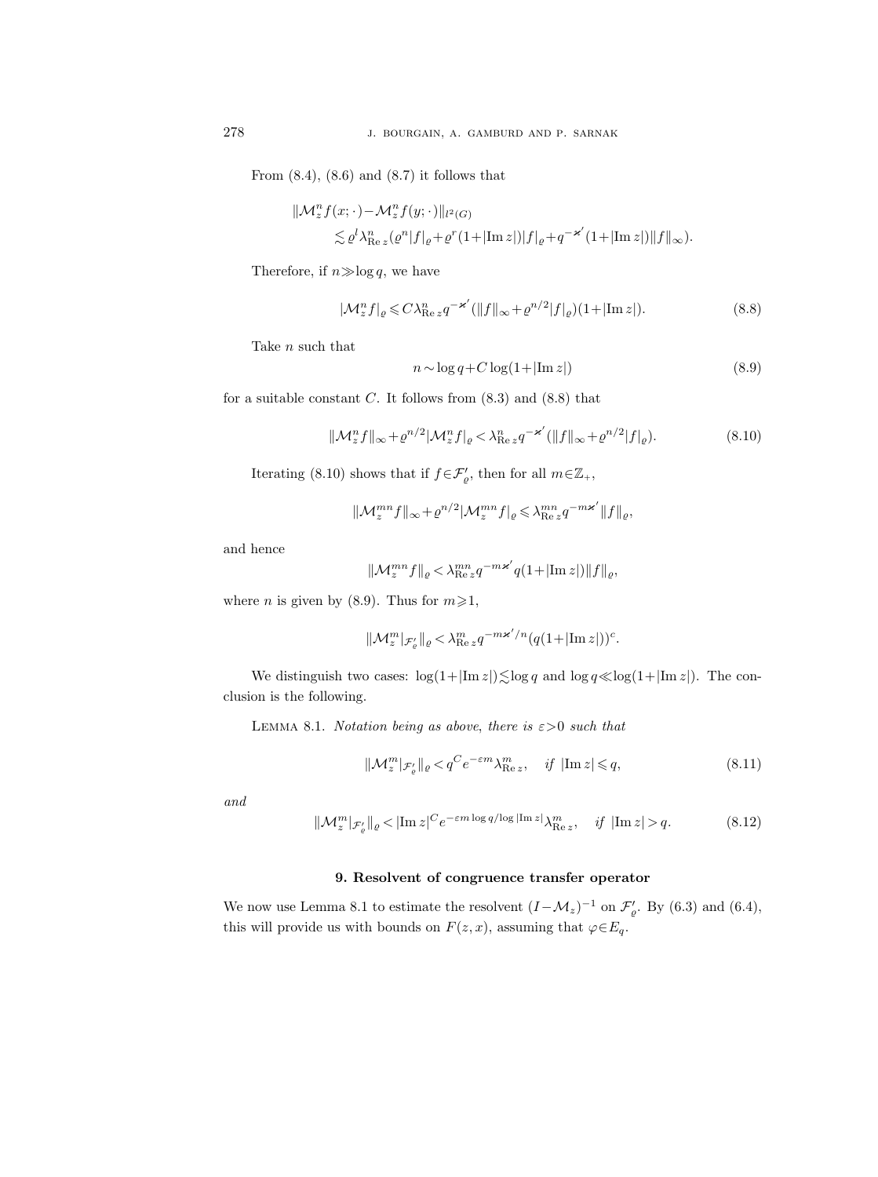From (8.4), (8.6) and (8.7) it follows that

$$\begin{aligned}\|\mathcal{M}_z^n f(x;\cdot)-\mathcal{M}_z^n f(y;\cdot)\|_{l^2(G)}\\ \lesssim \varrho^l \lambda_{\operatorname{Re} z}^n(\varrho^n |f|_\varrho + \varrho^r(1+|\operatorname{Im} z|)|f|_\varrho + q^{-\varkappa'}(1+|\operatorname{Im} z|)\|f\|_\infty).\end{aligned}$$

Therefore, if $n \gg \log q$, we have

$$|\mathcal{M}_z^n f|_\varrho \leqslant C\lambda_{\operatorname{Re} z}^n q^{-\varkappa'}(\|f\|_\infty + \varrho^{n/2}|f|_\varrho)(1+|\operatorname{Im} z|). \tag{8.8}$$

Take $n$ such that

$$n \sim \log q + C\log(1+|\operatorname{Im} z|) \tag{8.9}$$

for a suitable constant $C$. It follows from (8.3) and (8.8) that

$$\|\mathcal{M}_z^n f\|_\infty + \varrho^{n/2}|\mathcal{M}_z^n f|_\varrho < \lambda_{\operatorname{Re} z}^n q^{-\varkappa'}(\|f\|_\infty + \varrho^{n/2}|f|_\varrho). \tag{8.10}$$

Iterating (8.10) shows that if $f \in \mathcal{F}'_\varrho$, then for all $m \in \mathbb{Z}_+$,

$$\|\mathcal{M}_z^{mn} f\|_\infty + \varrho^{n/2}|\mathcal{M}_z^{mn} f|_\varrho \leqslant \lambda_{\operatorname{Re} z}^{mn} q^{-m\varkappa'}\|f\|_\varrho,$$

and hence

$$\|\mathcal{M}_z^{mn} f\|_\varrho < \lambda_{\operatorname{Re} z}^{mn} q^{-m\varkappa'} q(1+|\operatorname{Im} z|)\|f\|_\varrho,$$

where $n$ is given by (8.9). Thus for $m \geqslant 1$,

$$\|\mathcal{M}_z^m|_{\mathcal{F}'_\varrho}\|_\varrho < \lambda_{\operatorname{Re} z}^m q^{-m\varkappa'/n}(q(1+|\operatorname{Im} z|))^c.$$

We distinguish two cases: $\log(1+|\operatorname{Im} z|) \lesssim \log q$ and $\log q \ll \log(1+|\operatorname{Im} z|)$. The conclusion is the following.

LEMMA 8.1. *Notation being as above, there is $\varepsilon > 0$ such that*

$$\|\mathcal{M}_z^m|_{\mathcal{F}'_\varrho}\|_\varrho < q^C e^{-\varepsilon m}\lambda_{\operatorname{Re} z}^m, \quad \text{if } |\operatorname{Im} z| \leqslant q, \tag{8.11}$$

*and*

$$\|\mathcal{M}_z^m|_{\mathcal{F}'_\varrho}\|_\varrho < |\operatorname{Im} z|^C e^{-\varepsilon m \log q/\log|\operatorname{Im} z|}\lambda_{\operatorname{Re} z}^m, \quad \text{if } |\operatorname{Im} z| > q. \tag{8.12}$$

## 9. Resolvent of congruence transfer operator

We now use Lemma 8.1 to estimate the resolvent $(I-\mathcal{M}_z)^{-1}$ on $\mathcal{F}'_\varrho$. By (6.3) and (6.4), this will provide us with bounds on $F(z,x)$, assuming that $\varphi \in E_q$.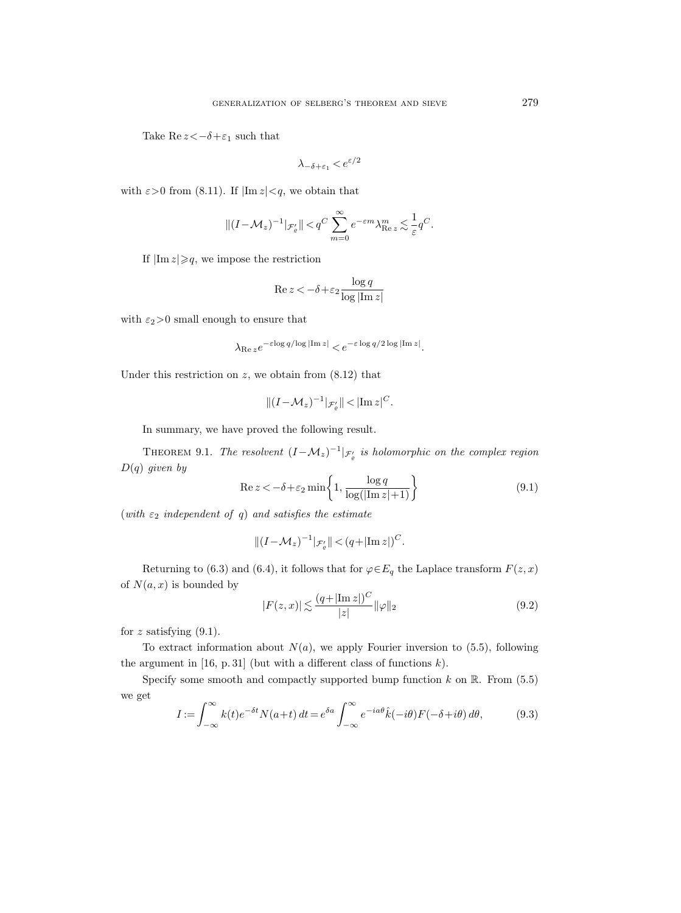Take $\operatorname{Re} z < -\delta+\varepsilon_1$ such that

$$\lambda_{-\delta+\varepsilon_1} < e^{\varepsilon/2}$$

with $\varepsilon>0$ from (8.11). If $|\operatorname{Im} z|<q$, we obtain that

$$\|(I-\mathcal{M}_z)^{-1}|_{\mathcal{F}'_\varrho}\| < q^C \sum_{m=0}^{\infty} e^{-\varepsilon m} \lambda_{\operatorname{Re} z}^m \lesssim \frac{1}{\varepsilon} q^C.$$

If $|\operatorname{Im} z| \geqslant q$, we impose the restriction

$$\operatorname{Re} z < -\delta+\varepsilon_2 \frac{\log q}{\log|\operatorname{Im} z|}$$

with $\varepsilon_2>0$ small enough to ensure that

$$\lambda_{\operatorname{Re} z} e^{-\varepsilon \log q/\log|\operatorname{Im} z|} < e^{-\varepsilon \log q/2\log|\operatorname{Im} z|}.$$

Under this restriction on $z$, we obtain from (8.12) that

$$\|(I-\mathcal{M}_z)^{-1}|_{\mathcal{F}'_\varrho}\| < |\operatorname{Im} z|^C.$$

In summary, we have proved the following result.

Theorem 9.1. *The resolvent $(I-\mathcal{M}_z)^{-1}|_{\mathcal{F}'_\varrho}$ is holomorphic on the complex region $D(q)$ given by*

$$\operatorname{Re} z < -\delta+\varepsilon_2 \min\left\{1, \frac{\log q}{\log(|\operatorname{Im} z|+1)}\right\} \tag{9.1}$$

(*with $\varepsilon_2$ independent of $q$*) *and satisfies the estimate*

$$\|(I-\mathcal{M}_z)^{-1}|_{\mathcal{F}'_\varrho}\| < (q+|\operatorname{Im} z|)^C.$$

Returning to (6.3) and (6.4), it follows that for $\varphi \in E_q$ the Laplace transform $F(z,x)$ of $N(a,x)$ is bounded by

$$|F(z,x)| \lesssim \frac{(q+|\operatorname{Im} z|)^C}{|z|} \|\varphi\|_2 \tag{9.2}$$

for $z$ satisfying (9.1).

To extract information about $N(a)$, we apply Fourier inversion to (5.5), following the argument in [16, p. 31] (but with a different class of functions $k$).

Specify some smooth and compactly supported bump function $k$ on $\mathbb{R}$. From (5.5) we get

$$I := \int_{-\infty}^{\infty} k(t) e^{-\delta t} N(a+t)\, dt = e^{\delta a} \int_{-\infty}^{\infty} e^{-ia\theta} \hat{k}(-i\theta) F(-\delta+i\theta)\, d\theta, \tag{9.3}$$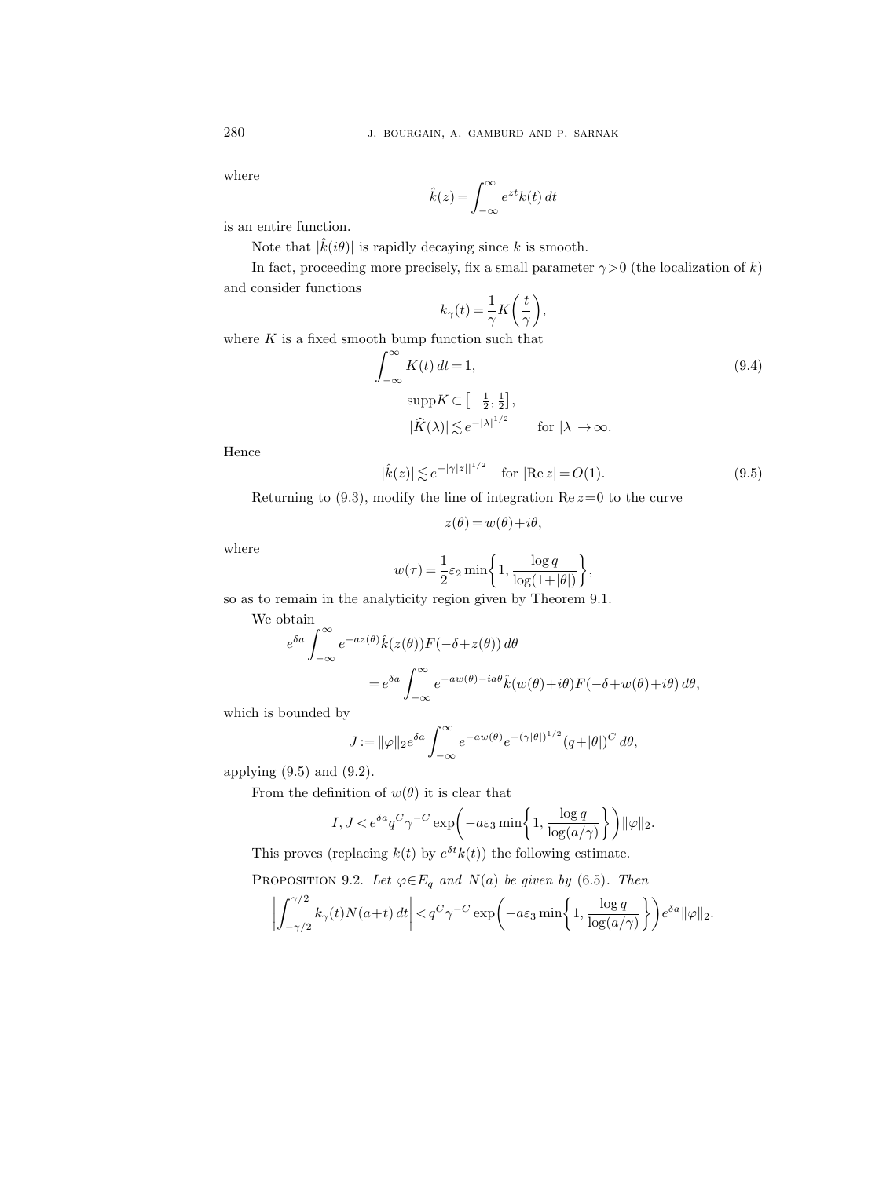where

$$\hat{k}(z) = \int_{-\infty}^{\infty} e^{zt} k(t)\, dt$$

is an entire function.

Note that $|\hat{k}(i\theta)|$ is rapidly decaying since $k$ is smooth.

In fact, proceeding more precisely, fix a small parameter $\gamma > 0$ (the localization of $k$) and consider functions

$$k_\gamma(t) = \frac{1}{\gamma} K\left(\frac{t}{\gamma}\right),$$

where $K$ is a fixed smooth bump function such that

$$\begin{aligned} &\int_{-\infty}^{\infty} K(t)\, dt = 1, \\ &\operatorname{supp} K \subset \left[-\tfrac{1}{2}, \tfrac{1}{2}\right], \\ &|\widehat{K}(\lambda)| \lesssim e^{-|\lambda|^{1/2}} \qquad \text{for } |\lambda| \to \infty. \end{aligned} \tag{9.4}$$

Hence

$$|\hat{k}(z)| \lesssim e^{-|\gamma|z||^{1/2}} \quad \text{for } |\operatorname{Re} z| = O(1). \tag{9.5}$$

Returning to (9.3), modify the line of integration $\operatorname{Re} z = 0$ to the curve

$$z(\theta) = w(\theta) + i\theta,$$

where

$$w(\tau) = \frac{1}{2}\varepsilon_2 \min\left\{1, \frac{\log q}{\log(1+|\theta|)}\right\},$$

so as to remain in the analyticity region given by Theorem 9.1.

We obtain

$$\begin{aligned} e^{\delta a} &\int_{-\infty}^{\infty} e^{-az(\theta)} \hat{k}(z(\theta)) F(-\delta + z(\theta))\, d\theta \\ &= e^{\delta a} \int_{-\infty}^{\infty} e^{-aw(\theta) - ia\theta} \hat{k}(w(\theta) + i\theta) F(-\delta + w(\theta) + i\theta)\, d\theta, \end{aligned}$$

which is bounded by

$$J := \|\varphi\|_2 e^{\delta a} \int_{-\infty}^{\infty} e^{-aw(\theta)} e^{-(\gamma|\theta|)^{1/2}} (q + |\theta|)^C\, d\theta,$$

applying (9.5) and (9.2).

From the definition of $w(\theta)$ it is clear that

$$I, J < e^{\delta a} q^C \gamma^{-C} \exp\left(-a\varepsilon_3 \min\left\{1, \frac{\log q}{\log(a/\gamma)}\right\}\right) \|\varphi\|_2.$$

This proves (replacing $k(t)$ by $e^{\delta t} k(t)$) the following estimate.

**Proposition 9.2.** *Let $\varphi \in E_q$ and $N(a)$ be given by (6.5). Then*

$$\left| \int_{-\gamma/2}^{\gamma/2} k_\gamma(t) N(a+t)\, dt \right| < q^C \gamma^{-C} \exp\left(-a\varepsilon_3 \min\left\{1, \frac{\log q}{\log(a/\gamma)}\right\}\right) e^{\delta a} \|\varphi\|_2.$$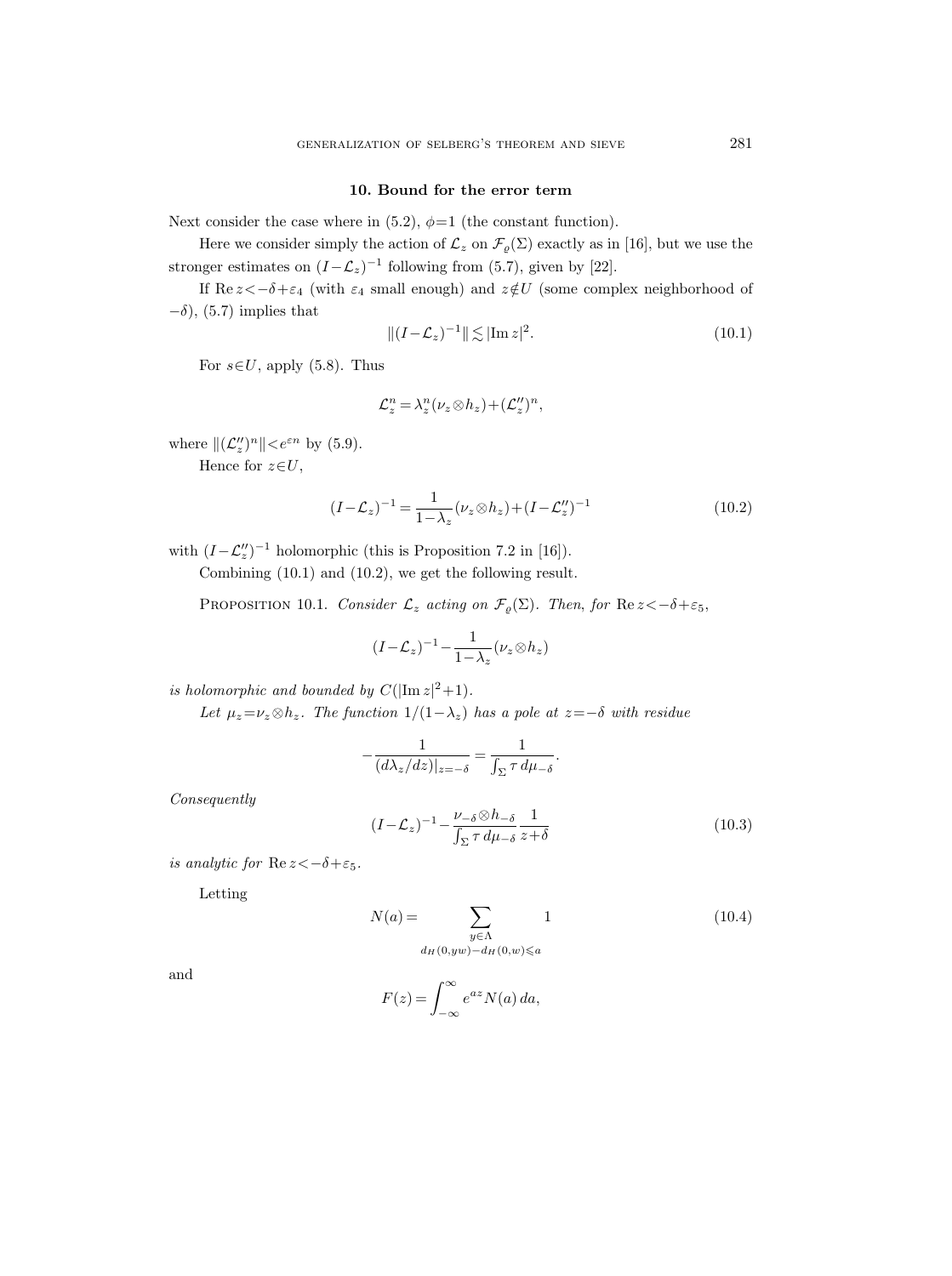## 10. Bound for the error term

Next consider the case where in (5.2), $\phi=1$ (the constant function).

Here we consider simply the action of $\mathcal{L}_z$ on $\mathcal{F}_\varrho(\Sigma)$ exactly as in [16], but we use the stronger estimates on $(I-\mathcal{L}_z)^{-1}$ following from (5.7), given by [22].

If $\operatorname{Re} z<-\delta+\varepsilon_4$ (with $\varepsilon_4$ small enough) and $z\notin U$ (some complex neighborhood of $-\delta$), (5.7) implies that

$$\|(I-\mathcal{L}_z)^{-1}\| \lesssim |\operatorname{Im} z|^2. \tag{10.1}$$

For $s\in U$, apply (5.8). Thus

$$\mathcal{L}_z^n = \lambda_z^n(\nu_z\otimes h_z)+(\mathcal{L}_z'')^n,$$

where $\|(\mathcal{L}_z'')^n\|<e^{\varepsilon n}$ by (5.9).

Hence for $z\in U$,

$$(I-\mathcal{L}_z)^{-1} = \frac{1}{1-\lambda_z}(\nu_z\otimes h_z)+(I-\mathcal{L}_z'')^{-1} \tag{10.2}$$

with $(I-\mathcal{L}_z'')^{-1}$ holomorphic (this is Proposition 7.2 in [16]).

Combining (10.1) and (10.2), we get the following result.

Proposition 10.1. *Consider $\mathcal{L}_z$ acting on $\mathcal{F}_\varrho(\Sigma)$. Then, for $\operatorname{Re} z<-\delta+\varepsilon_5$,*

$$(I-\mathcal{L}_z)^{-1}-\frac{1}{1-\lambda_z}(\nu_z\otimes h_z)$$

*is holomorphic and bounded by $C(|\operatorname{Im} z|^2+1)$.*

*Let $\mu_z=\nu_z\otimes h_z$. The function $1/(1-\lambda_z)$ has a pole at $z=-\delta$ with residue*

$$-\frac{1}{(d\lambda_z/dz)|_{z=-\delta}} = \frac{1}{\int_\Sigma \tau\, d\mu_{-\delta}}.$$

*Consequently*

$$(I-\mathcal{L}_z)^{-1}-\frac{\nu_{-\delta}\otimes h_{-\delta}}{\int_\Sigma \tau\, d\mu_{-\delta}}\frac{1}{z+\delta} \tag{10.3}$$

*is analytic for $\operatorname{Re} z<-\delta+\varepsilon_5$.*

Letting

$$N(a) = \sum_{\substack{y\in\Lambda\\ d_H(0,yw)-d_H(0,w)\leqslant a}} 1 \tag{10.4}$$

and

$$F(z)=\int_{-\infty}^{\infty} e^{az}N(a)\,da,$$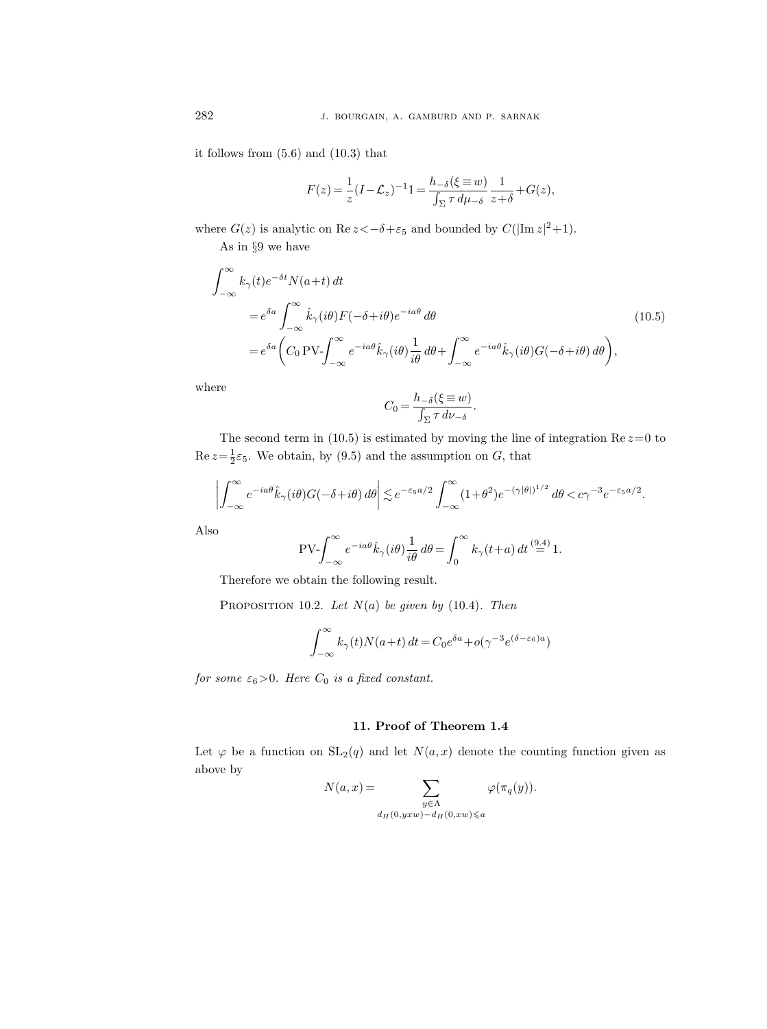it follows from (5.6) and (10.3) that

$$F(z)=\frac{1}{z}(I-\mathcal{L}_z)^{-1}1=\frac{h_{-\delta}(\xi\equiv w)}{\int_\Sigma \tau\,d\mu_{-\delta}}\frac{1}{z+\delta}+G(z),$$

where $G(z)$ is analytic on $\operatorname{Re} z<-\delta+\varepsilon_5$ and bounded by $C(|\operatorname{Im} z|^2+1)$.

As in §9 we have

$$\begin{aligned}\int_{-\infty}^{\infty} & k_\gamma(t)e^{-\delta t}N(a+t)\,dt \\ &= e^{\delta a}\int_{-\infty}^{\infty}\hat{k}_\gamma(i\theta)F(-\delta+i\theta)e^{-ia\theta}\,d\theta \\ &= e^{\delta a}\bigg(C_0\,\text{PV-}\!\int_{-\infty}^{\infty}e^{-ia\theta}\hat{k}_\gamma(i\theta)\frac{1}{i\theta}\,d\theta+\int_{-\infty}^{\infty}e^{-ia\theta}\hat{k}_\gamma(i\theta)G(-\delta+i\theta)\,d\theta\bigg),\end{aligned}\tag{10.5}$$

where

$$C_0=\frac{h_{-\delta}(\xi\equiv w)}{\int_\Sigma\tau\,d\nu_{-\delta}}.$$

The second term in (10.5) is estimated by moving the line of integration $\operatorname{Re} z=0$ to $\operatorname{Re} z=\frac{1}{2}\varepsilon_5$. We obtain, by (9.5) and the assumption on $G$, that

$$\left|\int_{-\infty}^{\infty}e^{-ia\theta}\hat{k}_\gamma(i\theta)G(-\delta+i\theta)\,d\theta\right|\lesssim e^{-\varepsilon_5 a/2}\int_{-\infty}^{\infty}(1+\theta^2)e^{-(\gamma|\theta|)^{1/2}}\,d\theta<c\gamma^{-3}e^{-\varepsilon_5 a/2}.$$

Also

$$\text{PV-}\!\int_{-\infty}^{\infty}e^{-ia\theta}\hat{k}_\gamma(i\theta)\frac{1}{i\theta}\,d\theta=\int_0^\infty k_\gamma(t+a)\,dt\overset{(9.4)}{=}1.$$

Therefore we obtain the following result.

Proposition 10.2. *Let $N(a)$ be given by* (10.4). *Then*

$$\int_{-\infty}^{\infty}k_\gamma(t)N(a+t)\,dt=C_0e^{\delta a}+o(\gamma^{-3}e^{(\delta-\varepsilon_6)a})$$

*for some $\varepsilon_6>0$. Here $C_0$ is a fixed constant.*

## 11. Proof of Theorem 1.4

Let $\varphi$ be a function on $\mathrm{SL}_2(q)$ and let $N(a,x)$ denote the counting function given as above by

$$N(a,x)=\sum_{\substack{y\in\Lambda\\ d_H(0,yxw)-d_H(0,xw)\leqslant a}}\varphi(\pi_q(y)).$$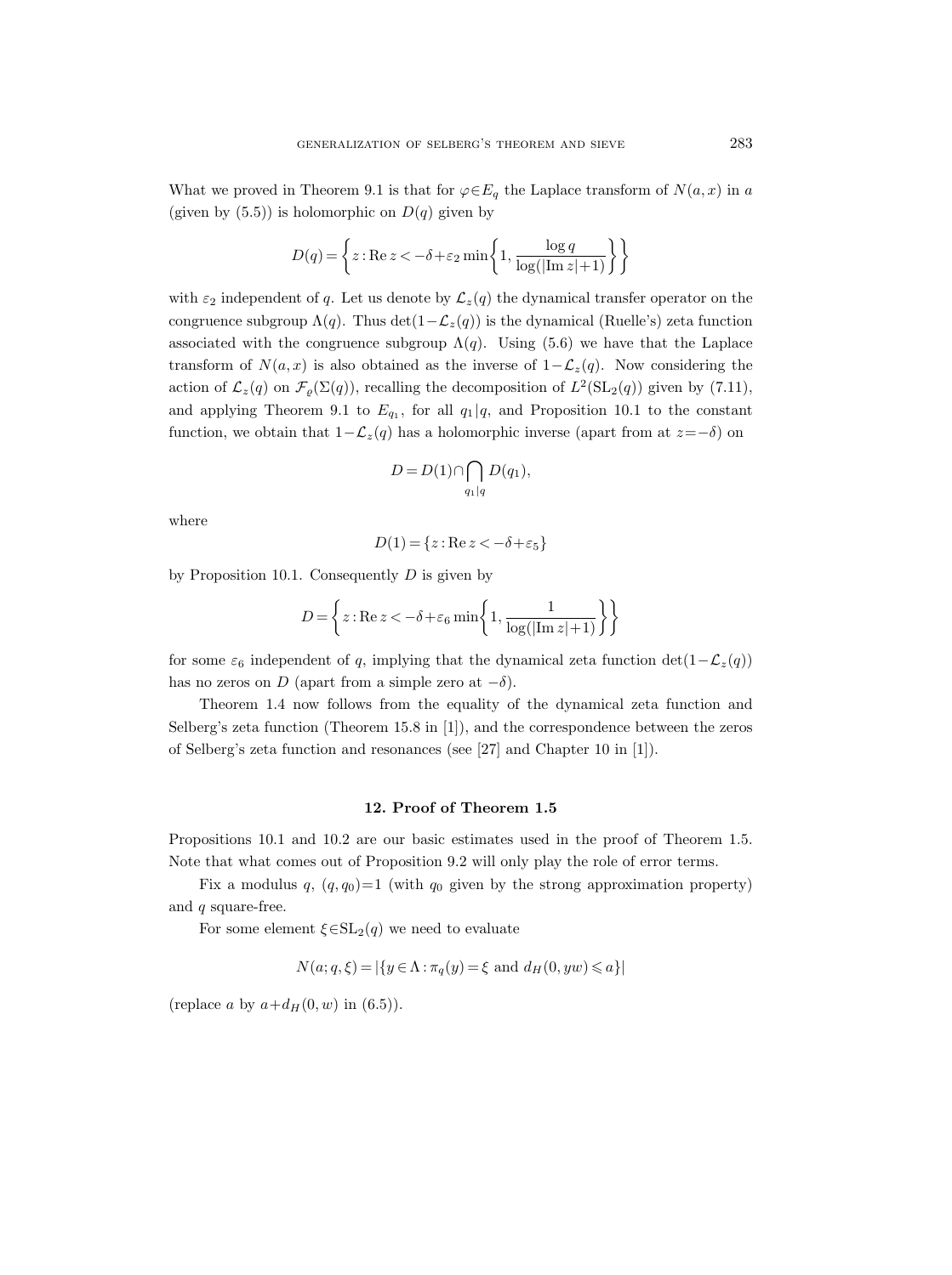What we proved in Theorem 9.1 is that for $\varphi\in E_q$ the Laplace transform of $N(a,x)$ in $a$ (given by (5.5)) is holomorphic on $D(q)$ given by

$$D(q)=\left\{z:\operatorname{Re} z<-\delta+\varepsilon_2\min\left\{1,\frac{\log q}{\log(|\operatorname{Im} z|+1)}\right\}\right\}$$

with $\varepsilon_2$ independent of $q$. Let us denote by $\mathcal{L}_z(q)$ the dynamical transfer operator on the congruence subgroup $\Lambda(q)$. Thus $\det(1-\mathcal{L}_z(q))$ is the dynamical (Ruelle's) zeta function associated with the congruence subgroup $\Lambda(q)$. Using (5.6) we have that the Laplace transform of $N(a,x)$ is also obtained as the inverse of $1-\mathcal{L}_z(q)$. Now considering the action of $\mathcal{L}_z(q)$ on $\mathcal{F}_\varrho(\Sigma(q))$, recalling the decomposition of $L^2(\mathrm{SL}_2(q))$ given by (7.11), and applying Theorem 9.1 to $E_{q_1}$, for all $q_1|q$, and Proposition 10.1 to the constant function, we obtain that $1-\mathcal{L}_z(q)$ has a holomorphic inverse (apart from at $z=-\delta$) on

$$D=D(1)\cap\bigcap_{q_1|q}D(q_1),$$

where

$$D(1)=\{z:\operatorname{Re} z<-\delta+\varepsilon_5\}$$

by Proposition 10.1. Consequently $D$ is given by

$$D=\left\{z:\operatorname{Re} z<-\delta+\varepsilon_6\min\left\{1,\frac{1}{\log(|\operatorname{Im} z|+1)}\right\}\right\}$$

for some $\varepsilon_6$ independent of $q$, implying that the dynamical zeta function $\det(1-\mathcal{L}_z(q))$ has no zeros on $D$ (apart from a simple zero at $-\delta$).

Theorem 1.4 now follows from the equality of the dynamical zeta function and Selberg's zeta function (Theorem 15.8 in [1]), and the correspondence between the zeros of Selberg's zeta function and resonances (see [27] and Chapter 10 in [1]).

## 12. Proof of Theorem 1.5

Propositions 10.1 and 10.2 are our basic estimates used in the proof of Theorem 1.5. Note that what comes out of Proposition 9.2 will only play the role of error terms.

Fix a modulus $q$, $(q,q_0)=1$ (with $q_0$ given by the strong approximation property) and $q$ square-free.

For some element $\xi\in\mathrm{SL}_2(q)$ we need to evaluate

$$N(a;q,\xi)=|\{y\in\Lambda:\pi_q(y)=\xi\text{ and }d_H(0,yw)\leqslant a\}|$$

(replace $a$ by $a+d_H(0,w)$ in (6.5)).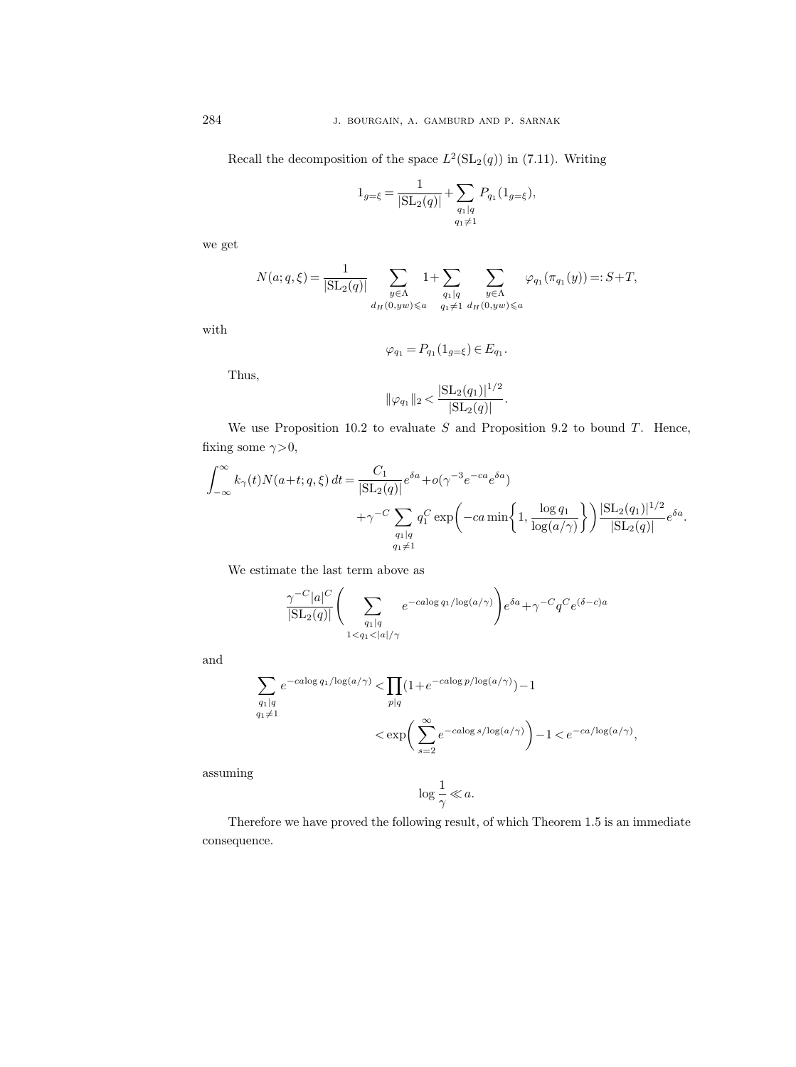Recall the decomposition of the space $L^2(\mathrm{SL}_2(q))$ in (7.11). Writing

$$1_{g=\xi} = \frac{1}{|\mathrm{SL}_2(q)|} + \sum_{\substack{q_1|q \\ q_1\neq 1}} P_{q_1}(1_{g=\xi}),$$

we get

$$N(a;q,\xi) = \frac{1}{|\mathrm{SL}_2(q)|} \sum_{\substack{y\in\Lambda \\ d_H(0,yw)\leqslant a}} 1 + \sum_{\substack{q_1|q \\ q_1\neq 1}} \sum_{\substack{y\in\Lambda \\ d_H(0,yw)\leqslant a}} \varphi_{q_1}(\pi_{q_1}(y)) =: S+T,$$

with

$$\varphi_{q_1} = P_{q_1}(1_{g=\xi}) \in E_{q_1}.$$

Thus,

$$\|\varphi_{q_1}\|_2 < \frac{|\mathrm{SL}_2(q_1)|^{1/2}}{|\mathrm{SL}_2(q)|}.$$

We use Proposition 10.2 to evaluate $S$ and Proposition 9.2 to bound $T$. Hence, fixing some $\gamma>0$,

$$\int_{-\infty}^{\infty} k_\gamma(t) N(a+t;q,\xi)\,dt = \frac{C_1}{|\mathrm{SL}_2(q)|} e^{\delta a} + o(\gamma^{-3} e^{-ca} e^{\delta a}) \\ + \gamma^{-C} \sum_{\substack{q_1|q \\ q_1\neq 1}} q_1^C \exp\biggl(-ca \min\biggl\{1, \frac{\log q_1}{\log(a/\gamma)}\biggr\}\biggr) \frac{|\mathrm{SL}_2(q_1)|^{1/2}}{|\mathrm{SL}_2(q)|} e^{\delta a}.$$

We estimate the last term above as

$$\frac{\gamma^{-C}|a|^C}{|\mathrm{SL}_2(q)|} \biggl( \sum_{\substack{q_1|q \\ 1<q_1<|a|/\gamma}} e^{-ca\log q_1/\log(a/\gamma)} \biggr) e^{\delta a} + \gamma^{-C} q^C e^{(\delta-c)a}$$

and

$$\sum_{\substack{q_1|q \\ q_1\neq 1}} e^{-ca\log q_1/\log(a/\gamma)} < \prod_{p|q} (1+e^{-ca\log p/\log(a/\gamma)}) - 1 \\ < \exp\biggl( \sum_{s=2}^{\infty} e^{-ca\log s/\log(a/\gamma)} \biggr) - 1 < e^{-ca/\log(a/\gamma)},$$

assuming

$$\log\frac{1}{\gamma} \ll a.$$

Therefore we have proved the following result, of which Theorem 1.5 is an immediate consequence.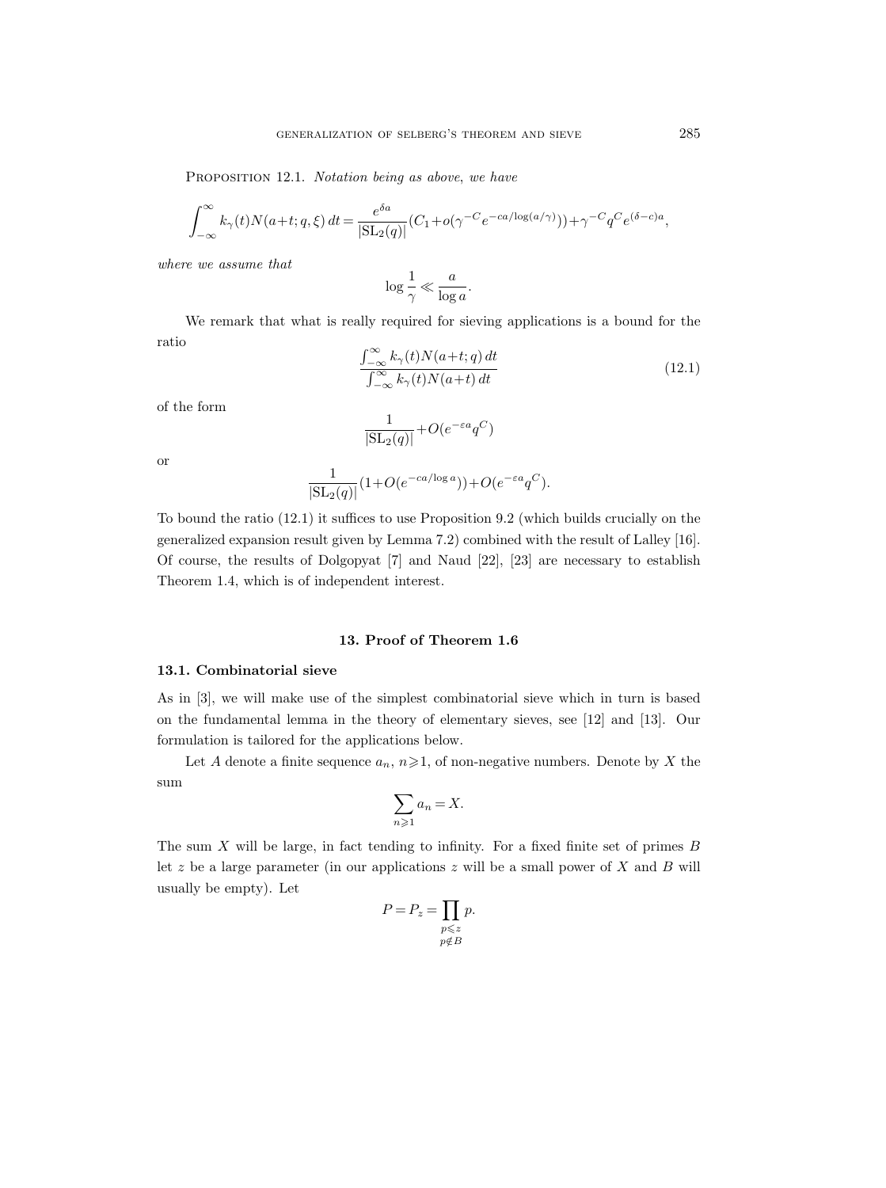Proposition 12.1. *Notation being as above, we have*

$$\int_{-\infty}^{\infty} k_\gamma(t) N(a+t;q,\xi)\,dt = \frac{e^{\delta a}}{|\mathrm{SL}_2(q)|}(C_1 + o(\gamma^{-C} e^{-ca/\log(a/\gamma)})) + \gamma^{-C} q^C e^{(\delta-c)a},$$

*where we assume that*

$$\log\frac{1}{\gamma} \ll \frac{a}{\log a}.$$

We remark that what is really required for sieving applications is a bound for the ratio

$$\frac{\int_{-\infty}^{\infty} k_\gamma(t) N(a+t;q)\,dt}{\int_{-\infty}^{\infty} k_\gamma(t) N(a+t)\,dt} \tag{12.1}$$

of the form

$$\frac{1}{|\mathrm{SL}_2(q)|} + O(e^{-\varepsilon a} q^C)$$

or

$$\frac{1}{|\mathrm{SL}_2(q)|}(1 + O(e^{-ca/\log a})) + O(e^{-\varepsilon a} q^C).$$

To bound the ratio (12.1) it suffices to use Proposition 9.2 (which builds crucially on the generalized expansion result given by Lemma 7.2) combined with the result of Lalley [16]. Of course, the results of Dolgopyat [7] and Naud [22], [23] are necessary to establish Theorem 1.4, which is of independent interest.

## 13. Proof of Theorem 1.6

### 13.1. Combinatorial sieve

As in [3], we will make use of the simplest combinatorial sieve which in turn is based on the fundamental lemma in the theory of elementary sieves, see [12] and [13]. Our formulation is tailored for the applications below.

Let $A$ denote a finite sequence $a_n$, $n \geqslant 1$, of non-negative numbers. Denote by $X$ the sum

$$\sum_{n\geqslant 1} a_n = X.$$

The sum $X$ will be large, in fact tending to infinity. For a fixed finite set of primes $B$ let $z$ be a large parameter (in our applications $z$ will be a small power of $X$ and $B$ will usually be empty). Let

$$P = P_z = \prod_{\substack{p\leqslant z \\ p\notin B}} p.$$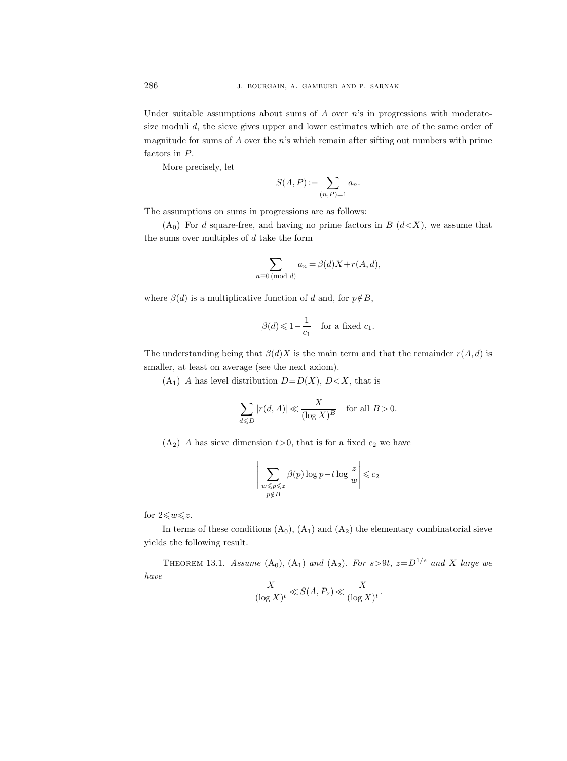Under suitable assumptions about sums of $A$ over $n$'s in progressions with moderate-size moduli $d$, the sieve gives upper and lower estimates which are of the same order of magnitude for sums of $A$ over the $n$'s which remain after sifting out numbers with prime factors in $P$.

More precisely, let

$$S(A,P) := \sum_{(n,P)=1} a_n.$$

The assumptions on sums in progressions are as follows:

($A_0$) For $d$ square-free, and having no prime factors in $B$ ($d<X$), we assume that the sums over multiples of $d$ take the form

$$\sum_{n\equiv 0 \,(\mathrm{mod}\ d)} a_n = \beta(d)X + r(A,d),$$

where $\beta(d)$ is a multiplicative function of $d$ and, for $p\notin B$,

$$\beta(d) \leqslant 1 - \frac{1}{c_1} \quad \text{for a fixed } c_1.$$

The understanding being that $\beta(d)X$ is the main term and that the remainder $r(A,d)$ is smaller, at least on average (see the next axiom).

($A_1$) $A$ has level distribution $D=D(X)$, $D<X$, that is

$$\sum_{d\leqslant D} |r(d,A)| \ll \frac{X}{(\log X)^B} \quad \text{for all } B>0.$$

($A_2$) $A$ has sieve dimension $t>0$, that is for a fixed $c_2$ we have

$$\left| \sum_{\substack{w\leqslant p\leqslant z \\ p\notin B}} \beta(p)\log p - t\log\frac{z}{w} \right| \leqslant c_2$$

for $2\leqslant w\leqslant z$.

In terms of these conditions ($A_0$), ($A_1$) and ($A_2$) the elementary combinatorial sieve yields the following result.

Theorem 13.1. *Assume* ($A_0$), ($A_1$) *and* ($A_2$). *For* $s>9t$, $z=D^{1/s}$ *and* $X$ *large we have*

$$\frac{X}{(\log X)^t} \ll S(A,P_z) \ll \frac{X}{(\log X)^t}.$$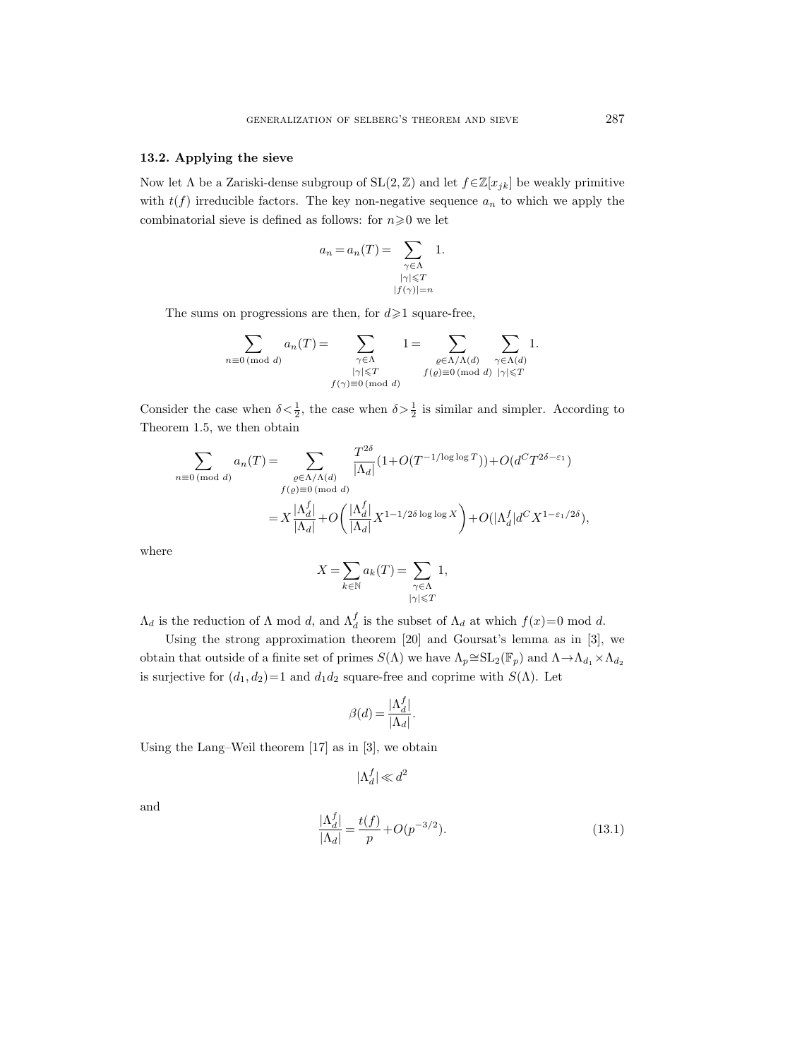### 13.2. Applying the sieve

Now let $\Lambda$ be a Zariski-dense subgroup of $\mathrm{SL}(2,\mathbb{Z})$ and let $f\in\mathbb{Z}[x_{jk}]$ be weakly primitive with $t(f)$ irreducible factors. The key non-negative sequence $a_n$ to which we apply the combinatorial sieve is defined as follows: for $n\geqslant 0$ we let

$$a_n = a_n(T) = \sum_{\substack{\gamma\in\Lambda\\ |\gamma|\leqslant T\\ |f(\gamma)|=n}} 1.$$

The sums on progressions are then, for $d\geqslant 1$ square-free,

$$\sum_{n\equiv 0 \ (\mathrm{mod}\ d)} a_n(T) = \sum_{\substack{\gamma\in\Lambda\\ |\gamma|\leqslant T\\ f(\gamma)\equiv 0 \ (\mathrm{mod}\ d)}} 1 = \sum_{\substack{\varrho\in\Lambda/\Lambda(d)\\ f(\varrho)\equiv 0 \ (\mathrm{mod}\ d)}} \sum_{\substack{\gamma\in\Lambda(d)\\ |\gamma|\leqslant T}} 1.$$

Consider the case when $\delta<\frac{1}{2}$, the case when $\delta>\frac{1}{2}$ is similar and simpler. According to Theorem 1.5, we then obtain

$$\begin{aligned}
\sum_{n\equiv 0 \ (\mathrm{mod}\ d)} a_n(T) &= \sum_{\substack{\varrho\in\Lambda/\Lambda(d)\\ f(\varrho)\equiv 0 \ (\mathrm{mod}\ d)}} \frac{T^{2\delta}}{|\Lambda_d|}(1+O(T^{-1/\log\log T}))+O(d^C T^{2\delta-\varepsilon_1}) \\
&= X\frac{|\Lambda_d^f|}{|\Lambda_d|}+O\biggl(\frac{|\Lambda_d^f|}{|\Lambda_d|}X^{1-1/2\delta\log\log X}\biggr)+O(|\Lambda_d^f| d^C X^{1-\varepsilon_1/2\delta}),
\end{aligned}$$

where

$$X=\sum_{k\in\mathbb{N}} a_k(T) = \sum_{\substack{\gamma\in\Lambda\\ |\gamma|\leqslant T}} 1,$$

$\Lambda_d$ is the reduction of $\Lambda$ mod $d$, and $\Lambda_d^f$ is the subset of $\Lambda_d$ at which $f(x)=0$ mod $d$.

Using the strong approximation theorem [20] and Goursat's lemma as in [3], we obtain that outside of a finite set of primes $S(\Lambda)$ we have $\Lambda_p\cong\mathrm{SL}_2(\mathbb{F}_p)$ and $\Lambda\to\Lambda_{d_1}\times\Lambda_{d_2}$ is surjective for $(d_1,d_2)=1$ and $d_1d_2$ square-free and coprime with $S(\Lambda)$. Let

$$\beta(d)=\frac{|\Lambda_d^f|}{|\Lambda_d|}.$$

Using the Lang–Weil theorem [17] as in [3], we obtain

$$|\Lambda_d^f|\ll d^2$$

and

$$\frac{|\Lambda_d^f|}{|\Lambda_d|}=\frac{t(f)}{p}+O(p^{-3/2}). \tag{13.1}$$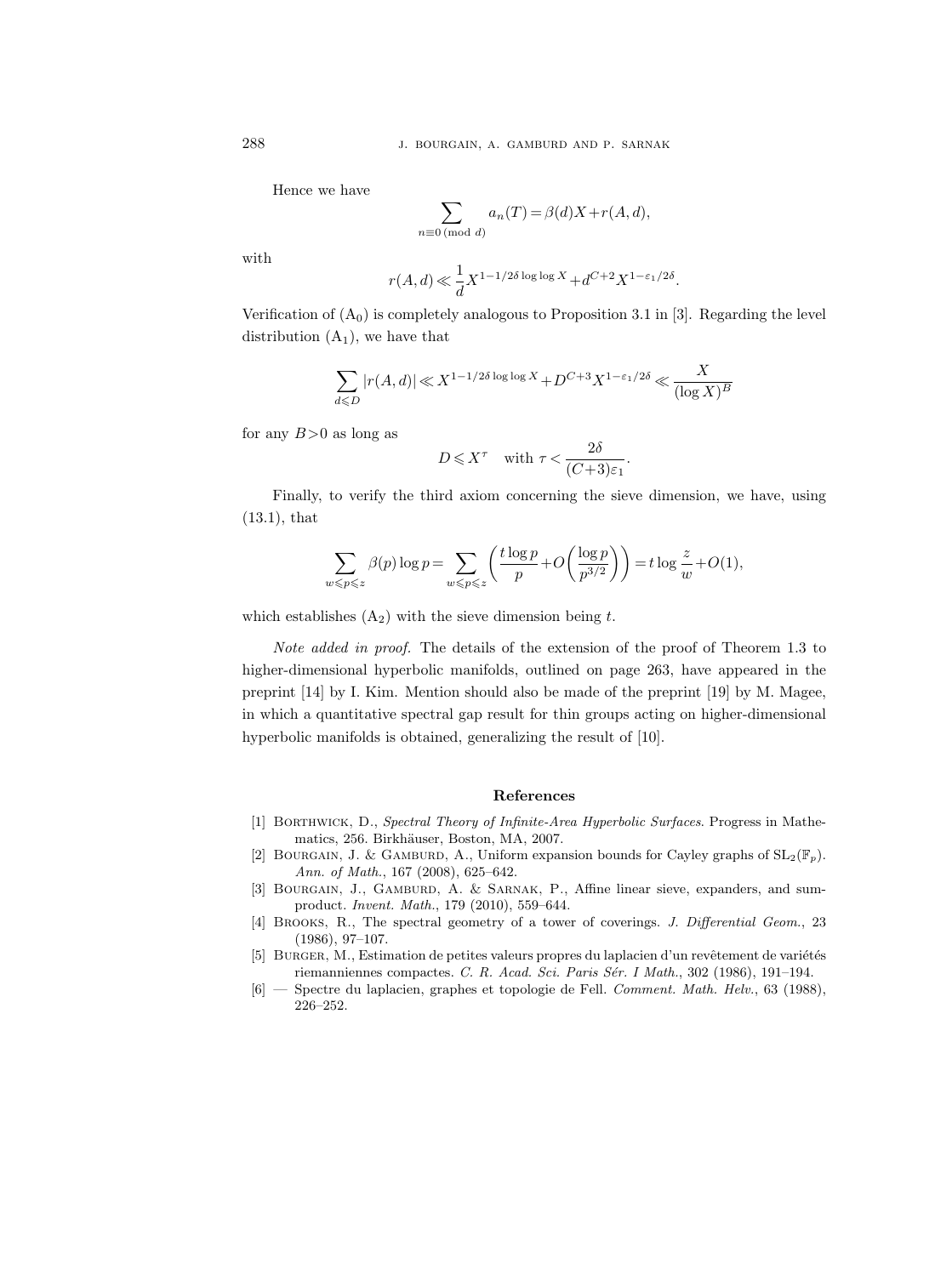Hence we have

$$\sum_{n\equiv 0 \,(\mathrm{mod}\ d)} a_n(T) = \beta(d)X + r(A,d),$$

with

$$r(A,d) \ll \frac{1}{d} X^{1-1/2\delta \log\log X} + d^{C+2} X^{1-\varepsilon_1/2\delta}.$$

Verification of $(\mathrm{A}_0)$ is completely analogous to Proposition 3.1 in [3]. Regarding the level distribution $(\mathrm{A}_1)$, we have that

$$\sum_{d\leqslant D} |r(A,d)| \ll X^{1-1/2\delta \log\log X} + D^{C+3} X^{1-\varepsilon_1/2\delta} \ll \frac{X}{(\log X)^B}$$

for any $B>0$ as long as

$$D \leqslant X^{\tau} \quad \text{with } \tau < \frac{2\delta}{(C+3)\varepsilon_1}.$$

Finally, to verify the third axiom concerning the sieve dimension, we have, using (13.1), that

$$\sum_{w\leqslant p\leqslant z} \beta(p)\log p = \sum_{w\leqslant p\leqslant z} \left( \frac{t\log p}{p} + O\left(\frac{\log p}{p^{3/2}}\right)\right) = t\log\frac{z}{w} + O(1),$$

which establishes $(\mathrm{A}_2)$ with the sieve dimension being $t$.

*Note added in proof.* The details of the extension of the proof of Theorem 1.3 to higher-dimensional hyperbolic manifolds, outlined on page 263, have appeared in the preprint [14] by I. Kim. Mention should also be made of the preprint [19] by M. Magee, in which a quantitative spectral gap result for thin groups acting on higher-dimensional hyperbolic manifolds is obtained, generalizing the result of [10].

## References

[1] Borthwick, D., *Spectral Theory of Infinite-Area Hyperbolic Surfaces*. Progress in Mathematics, 256. Birkhäuser, Boston, MA, 2007.

[2] Bourgain, J. & Gamburd, A., Uniform expansion bounds for Cayley graphs of $\mathrm{SL}_2(\mathbb{F}_p)$. *Ann. of Math.*, 167 (2008), 625–642.

[3] Bourgain, J., Gamburd, A. & Sarnak, P., Affine linear sieve, expanders, and sum-product. *Invent. Math.*, 179 (2010), 559–644.

[4] Brooks, R., The spectral geometry of a tower of coverings. *J. Differential Geom.*, 23 (1986), 97–107.

[5] Burger, M., Estimation de petites valeurs propres du laplacien d'un revêtement de variétés riemanniennes compactes. *C. R. Acad. Sci. Paris Sér. I Math.*, 302 (1986), 191–194.

[6] — Spectre du laplacien, graphes et topologie de Fell. *Comment. Math. Helv.*, 63 (1988), 226–252.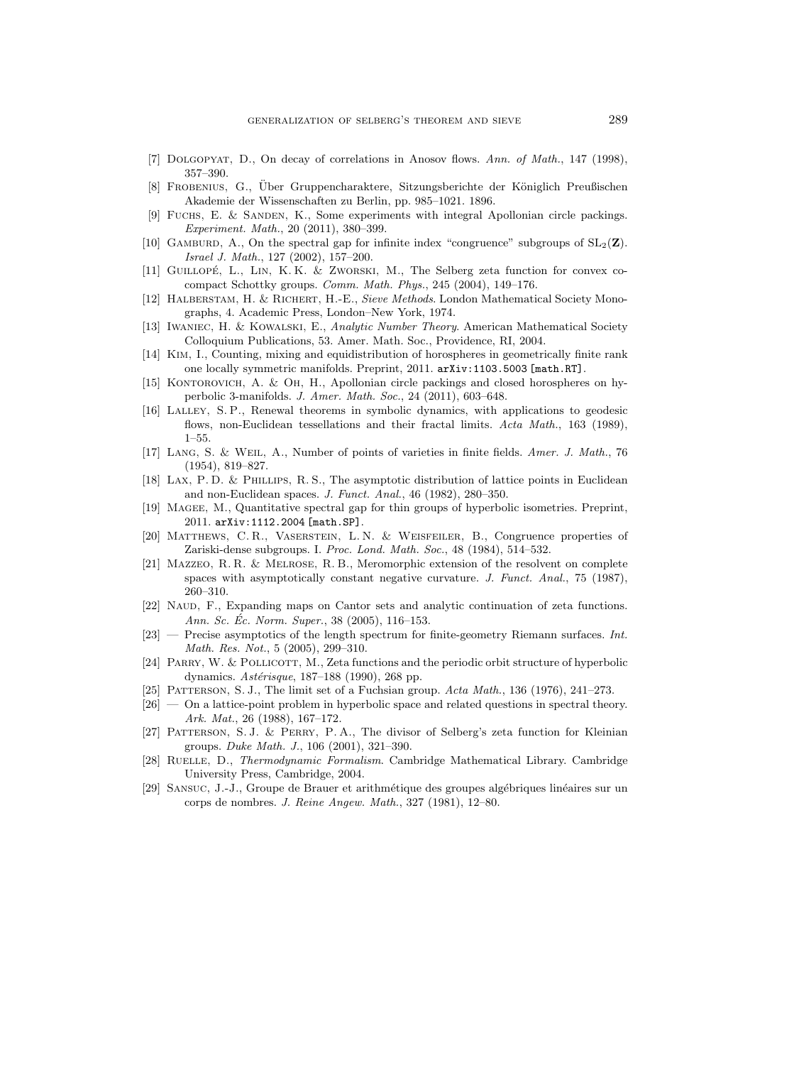[7] Dolgopyat, D., On decay of correlations in Anosov flows. *Ann. of Math.*, 147 (1998), 357–390.

[8] Frobenius, G., Über Gruppencharaktere, Sitzungsberichte der Königlich Preußischen Akademie der Wissenschaften zu Berlin, pp. 985–1021. 1896.

[9] Fuchs, E. & Sanden, K., Some experiments with integral Apollonian circle packings. *Experiment. Math.*, 20 (2011), 380–399.

[10] Gamburd, A., On the spectral gap for infinite index "congruence" subgroups of $\mathrm{SL}_2(\mathbf{Z})$. *Israel J. Math.*, 127 (2002), 157–200.

[11] Guillopé, L., Lin, K. K. & Zworski, M., The Selberg zeta function for convex co-compact Schottky groups. *Comm. Math. Phys.*, 245 (2004), 149–176.

[12] Halberstam, H. & Richert, H.-E., *Sieve Methods*. London Mathematical Society Monographs, 4. Academic Press, London–New York, 1974.

[13] Iwaniec, H. & Kowalski, E., *Analytic Number Theory*. American Mathematical Society Colloquium Publications, 53. Amer. Math. Soc., Providence, RI, 2004.

[14] Kim, I., Counting, mixing and equidistribution of horospheres in geometrically finite rank one locally symmetric manifolds. Preprint, 2011. `arXiv:1103.5003 [math.RT]`.

[15] Kontorovich, A. & Oh, H., Apollonian circle packings and closed horospheres on hyperbolic 3-manifolds. *J. Amer. Math. Soc.*, 24 (2011), 603–648.

[16] Lalley, S. P., Renewal theorems in symbolic dynamics, with applications to geodesic flows, non-Euclidean tessellations and their fractal limits. *Acta Math.*, 163 (1989), 1–55.

[17] Lang, S. & Weil, A., Number of points of varieties in finite fields. *Amer. J. Math.*, 76 (1954), 819–827.

[18] Lax, P. D. & Phillips, R. S., The asymptotic distribution of lattice points in Euclidean and non-Euclidean spaces. *J. Funct. Anal.*, 46 (1982), 280–350.

[19] Magee, M., Quantitative spectral gap for thin groups of hyperbolic isometries. Preprint, 2011. `arXiv:1112.2004 [math.SP]`.

[20] Matthews, C. R., Vaserstein, L. N. & Weisfeiler, B., Congruence properties of Zariski-dense subgroups. I. *Proc. Lond. Math. Soc.*, 48 (1984), 514–532.

[21] Mazzeo, R. R. & Melrose, R. B., Meromorphic extension of the resolvent on complete spaces with asymptotically constant negative curvature. *J. Funct. Anal.*, 75 (1987), 260–310.

[22] Naud, F., Expanding maps on Cantor sets and analytic continuation of zeta functions. *Ann. Sc. Éc. Norm. Super.*, 38 (2005), 116–153.

[23] — Precise asymptotics of the length spectrum for finite-geometry Riemann surfaces. *Int. Math. Res. Not.*, 5 (2005), 299–310.

[24] Parry, W. & Pollicott, M., Zeta functions and the periodic orbit structure of hyperbolic dynamics. *Astérisque*, 187–188 (1990), 268 pp.

[25] Patterson, S. J., The limit set of a Fuchsian group. *Acta Math.*, 136 (1976), 241–273.

[26] — On a lattice-point problem in hyperbolic space and related questions in spectral theory. *Ark. Mat.*, 26 (1988), 167–172.

[27] Patterson, S. J. & Perry, P. A., The divisor of Selberg's zeta function for Kleinian groups. *Duke Math. J.*, 106 (2001), 321–390.

[28] Ruelle, D., *Thermodynamic Formalism*. Cambridge Mathematical Library. Cambridge University Press, Cambridge, 2004.

[29] Sansuc, J.-J., Groupe de Brauer et arithmétique des groupes algébriques linéaires sur un corps de nombres. *J. Reine Angew. Math.*, 327 (1981), 12–80.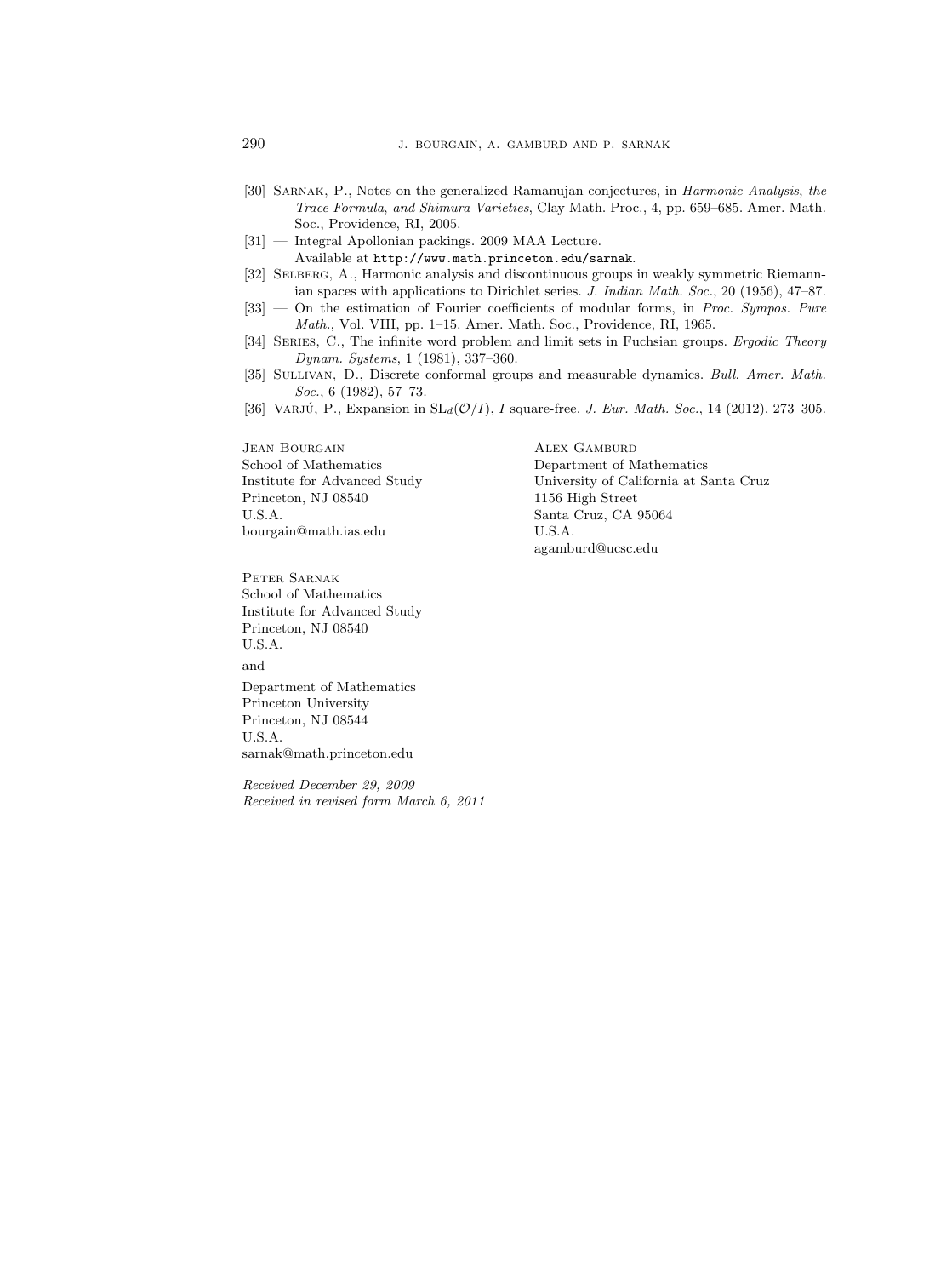[30] Sarnak, P., Notes on the generalized Ramanujan conjectures, in *Harmonic Analysis, the Trace Formula, and Shimura Varieties*, Clay Math. Proc., 4, pp. 659–685. Amer. Math. Soc., Providence, RI, 2005.

[31] — Integral Apollonian packings. 2009 MAA Lecture. Available at `http://www.math.princeton.edu/sarnak`.

[32] Selberg, A., Harmonic analysis and discontinuous groups in weakly symmetric Riemannian spaces with applications to Dirichlet series. *J. Indian Math. Soc.*, 20 (1956), 47–87.

[33] — On the estimation of Fourier coefficients of modular forms, in *Proc. Sympos. Pure Math.*, Vol. VIII, pp. 1–15. Amer. Math. Soc., Providence, RI, 1965.

[34] Series, C., The infinite word problem and limit sets in Fuchsian groups. *Ergodic Theory Dynam. Systems*, 1 (1981), 337–360.

[35] Sullivan, D., Discrete conformal groups and measurable dynamics. *Bull. Amer. Math. Soc.*, 6 (1982), 57–73.

[36] Varjú, P., Expansion in $\mathrm{SL}_d(\mathcal{O}/I)$, $I$ square-free. *J. Eur. Math. Soc.*, 14 (2012), 273–305.

Jean Bourgain
School of Mathematics
Institute for Advanced Study
Princeton, NJ 08540
U.S.A.
bourgain@math.ias.edu

Alex Gamburd
Department of Mathematics
University of California at Santa Cruz
1156 High Street
Santa Cruz, CA 95064
U.S.A.
agamburd@ucsc.edu

Peter Sarnak
School of Mathematics
Institute for Advanced Study
Princeton, NJ 08540
U.S.A.

and

Department of Mathematics
Princeton University
Princeton, NJ 08544
U.S.A.
sarnak@math.princeton.edu

*Received December 29, 2009*
*Received in revised form March 6, 2011*